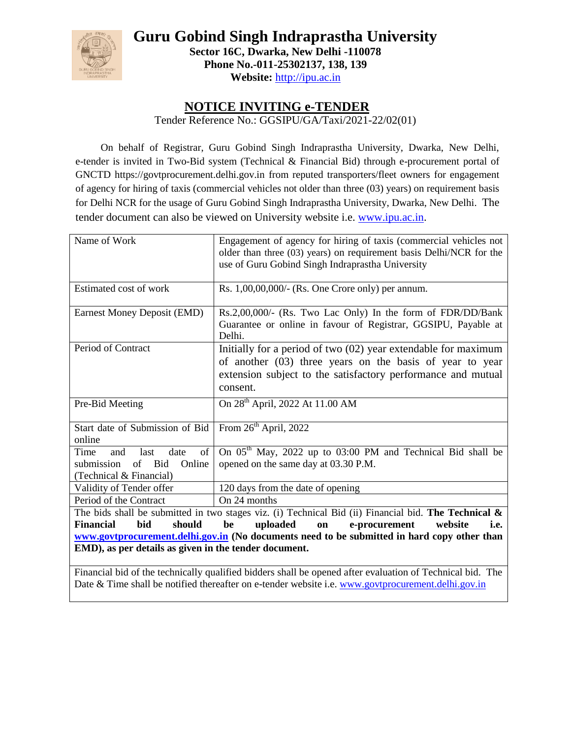# Guru Gobind Singh Indraprastha University

**Sector 16C, Dwarka, New Delhi -110078**
**Phone No.-011-25302137, 138, 139**
**Website:** http://ipu.ac.in

## NOTICE INVITING e-TENDER

Tender Reference No.: GGSIPU/GA/Taxi/2021-22/02(01)

On behalf of Registrar, Guru Gobind Singh Indraprastha University, Dwarka, New Delhi, e-tender is invited in Two-Bid system (Technical & Financial Bid) through e-procurement portal of GNCTD https://govtprocurement.delhi.gov.in from reputed transporters/fleet owners for engagement of agency for hiring of taxis (commercial vehicles not older than three (03) years) on requirement basis for Delhi NCR for the usage of Guru Gobind Singh Indraprastha University, Dwarka, New Delhi. The tender document can also be viewed on University website i.e. www.ipu.ac.in.

| Name of Work | Engagement of agency for hiring of taxis (commercial vehicles not older than three (03) years) on requirement basis Delhi/NCR for the use of Guru Gobind Singh Indraprastha University |
|---|---|
| Estimated cost of work | Rs. 1,00,00,000/- (Rs. One Crore only) per annum. |
| Earnest Money Deposit (EMD) | Rs.2,00,000/- (Rs. Two Lac Only) In the form of FDR/DD/Bank Guarantee or online in favour of Registrar, GGSIPU, Payable at Delhi. |
| Period of Contract | Initially for a period of two (02) year extendable for maximum of another (03) three years on the basis of year to year extension subject to the satisfactory performance and mutual consent. |
| Pre-Bid Meeting | On 28th April, 2022 At 11.00 AM |
| Start date of Submission of Bid online | From 26th April, 2022 |
| Time and last date of submission of Bid Online (Technical & Financial) | On 05th May, 2022 up to 03:00 PM and Technical Bid shall be opened on the same day at 03.30 P.M. |
| Validity of Tender offer | 120 days from the date of opening |
| Period of the Contract | On 24 months |

The bids shall be submitted in two stages viz. (i) Technical Bid (ii) Financial bid. **The Technical & Financial bid should be uploaded on e-procurement website i.e. www.govtprocurement.delhi.gov.in (No documents need to be submitted in hard copy other than EMD), as per details as given in the tender document.**

Financial bid of the technically qualified bidders shall be opened after evaluation of Technical bid. The Date & Time shall be notified thereafter on e-tender website i.e. www.govtprocurement.delhi.gov.in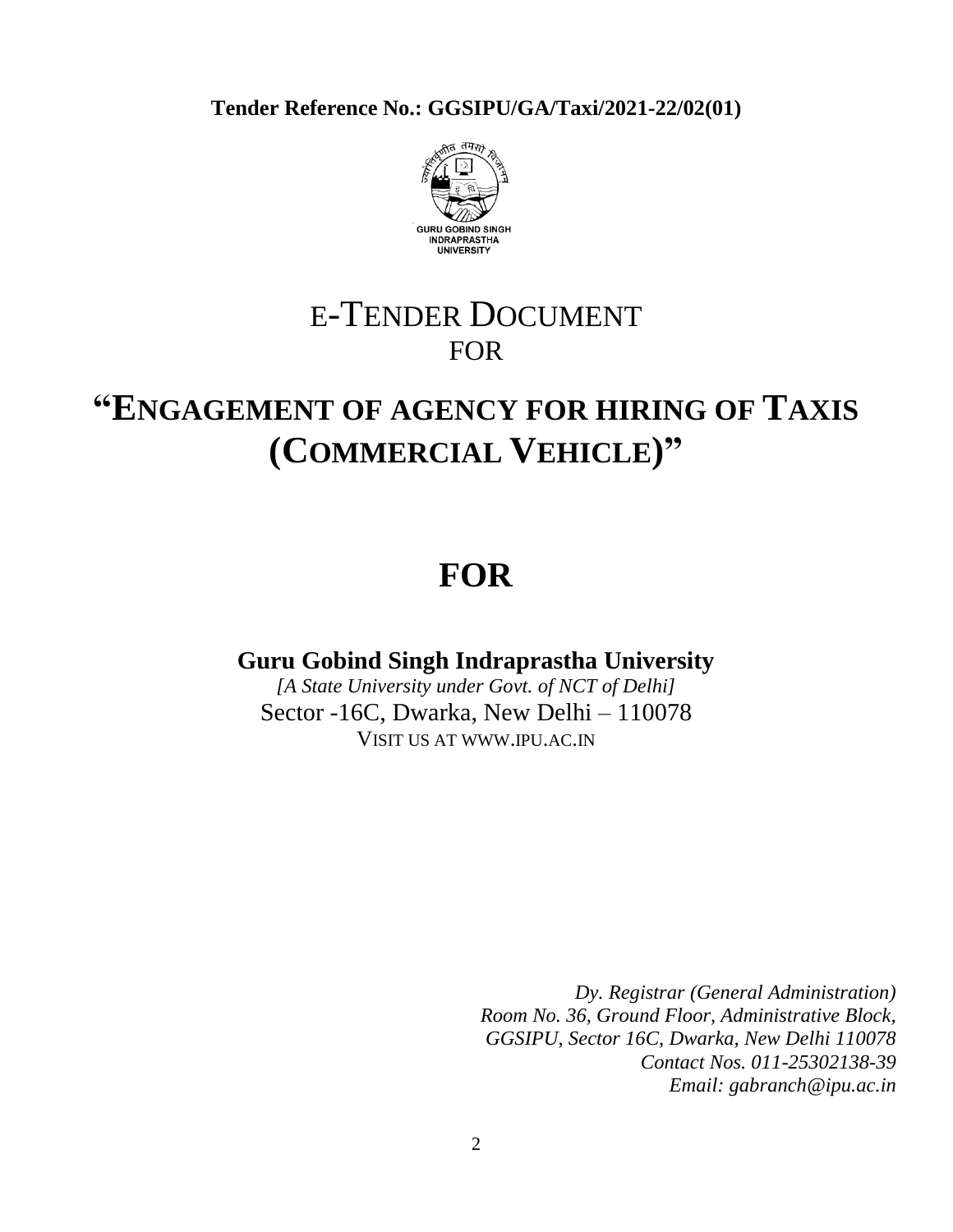**Tender Reference No.: GGSIPU/GA/Taxi/2021-22/02(01)**

# E-TENDER DOCUMENT
FOR

# "ENGAGEMENT OF AGENCY FOR HIRING OF TAXIS (COMMERCIAL VEHICLE)"

# FOR

**Guru Gobind Singh Indraprastha University**

*[A State University under Govt. of NCT of Delhi]*

Sector -16C, Dwarka, New Delhi – 110078

VISIT US AT WWW.IPU.AC.IN

*Dy. Registrar (General Administration)*
*Room No. 36, Ground Floor, Administrative Block,*
*GGSIPU, Sector 16C, Dwarka, New Delhi 110078*
*Contact Nos. 011-25302138-39*
*Email: gabranch@ipu.ac.in*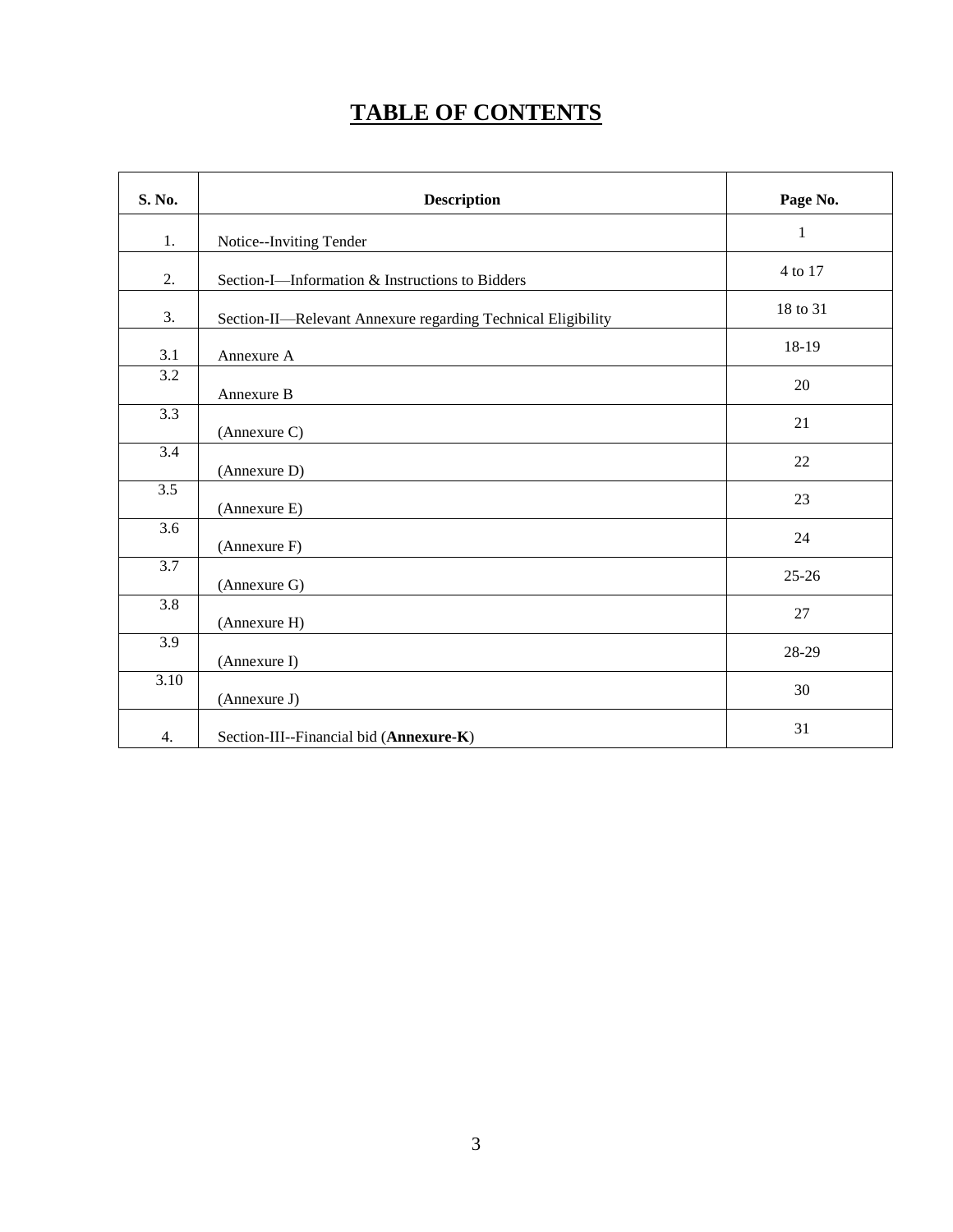# TABLE OF CONTENTS

| S. No. | Description | Page No. |
|---|---|---|
| 1. | Notice--Inviting Tender | 1 |
| 2. | Section-I—Information & Instructions to Bidders | 4 to 17 |
| 3. | Section-II—Relevant Annexure regarding Technical Eligibility | 18 to 31 |
| 3.1 | Annexure A | 18-19 |
| 3.2 | Annexure B | 20 |
| 3.3 | (Annexure C) | 21 |
| 3.4 | (Annexure D) | 22 |
| 3.5 | (Annexure E) | 23 |
| 3.6 | (Annexure F) | 24 |
| 3.7 | (Annexure G) | 25-26 |
| 3.8 | (Annexure H) | 27 |
| 3.9 | (Annexure I) | 28-29 |
| 3.10 | (Annexure J) | 30 |
| 4. | Section-III--Financial bid (**Annexure-K**) | 31 |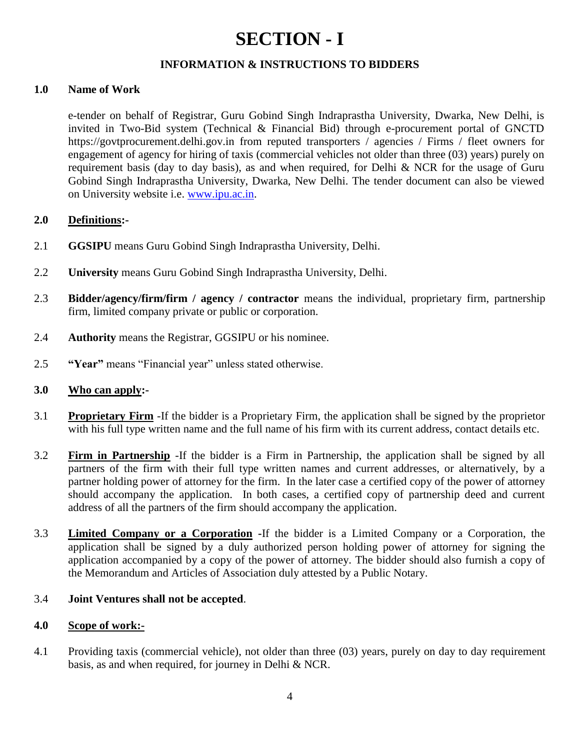# SECTION - I

## INFORMATION & INSTRUCTIONS TO BIDDERS

**1.0 Name of Work**

e-tender on behalf of Registrar, Guru Gobind Singh Indraprastha University, Dwarka, New Delhi, is invited in Two-Bid system (Technical & Financial Bid) through e-procurement portal of GNCTD https://govtprocurement.delhi.gov.in from reputed transporters / agencies / Firms / fleet owners for engagement of agency for hiring of taxis (commercial vehicles not older than three (03) years) purely on requirement basis (day to day basis), as and when required, for Delhi & NCR for the usage of Guru Gobind Singh Indraprastha University, Dwarka, New Delhi. The tender document can also be viewed on University website i.e. www.ipu.ac.in.

**2.0 Definitions:-**

2.1 **GGSIPU** means Guru Gobind Singh Indraprastha University, Delhi.

2.2 **University** means Guru Gobind Singh Indraprastha University, Delhi.

2.3 **Bidder/agency/firm/firm / agency / contractor** means the individual, proprietary firm, partnership firm, limited company private or public or corporation.

2.4 **Authority** means the Registrar, GGSIPU or his nominee.

2.5 **"Year"** means "Financial year" unless stated otherwise.

**3.0 Who can apply:-**

3.1 **Proprietary Firm** -If the bidder is a Proprietary Firm, the application shall be signed by the proprietor with his full type written name and the full name of his firm with its current address, contact details etc.

3.2 **Firm in Partnership** -If the bidder is a Firm in Partnership, the application shall be signed by all partners of the firm with their full type written names and current addresses, or alternatively, by a partner holding power of attorney for the firm. In the later case a certified copy of the power of attorney should accompany the application. In both cases, a certified copy of partnership deed and current address of all the partners of the firm should accompany the application.

3.3 **Limited Company or a Corporation** -If the bidder is a Limited Company or a Corporation, the application shall be signed by a duly authorized person holding power of attorney for signing the application accompanied by a copy of the power of attorney. The bidder should also furnish a copy of the Memorandum and Articles of Association duly attested by a Public Notary.

3.4 **Joint Ventures shall not be accepted**.

**4.0 Scope of work:-**

4.1 Providing taxis (commercial vehicle), not older than three (03) years, purely on day to day requirement basis, as and when required, for journey in Delhi & NCR.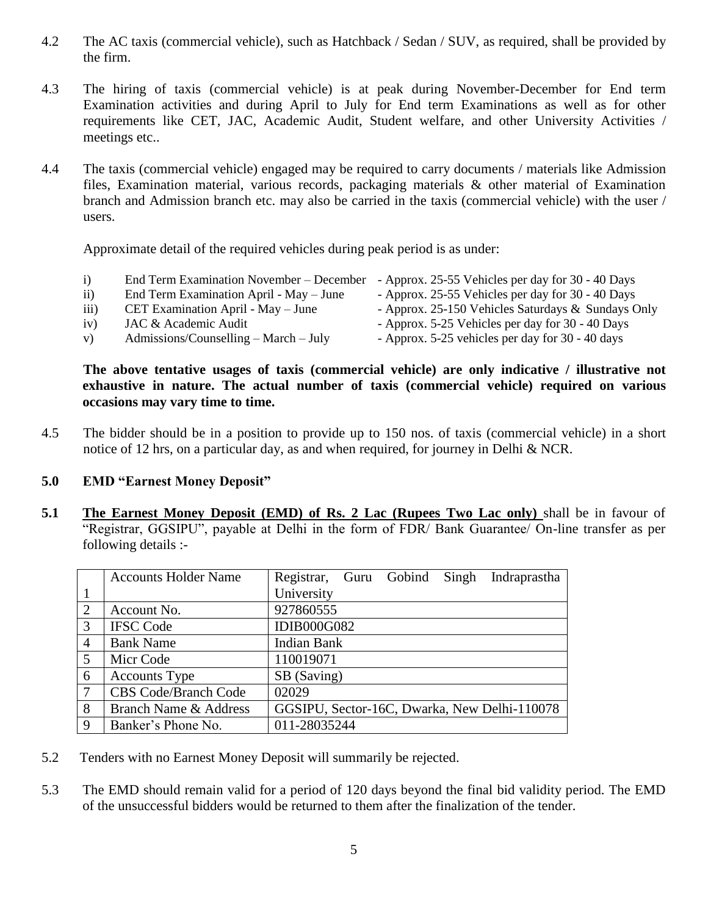4.2 The AC taxis (commercial vehicle), such as Hatchback / Sedan / SUV, as required, shall be provided by the firm.

4.3 The hiring of taxis (commercial vehicle) is at peak during November-December for End term Examination activities and during April to July for End term Examinations as well as for other requirements like CET, JAC, Academic Audit, Student welfare, and other University Activities / meetings etc..

4.4 The taxis (commercial vehicle) engaged may be required to carry documents / materials like Admission files, Examination material, various records, packaging materials & other material of Examination branch and Admission branch etc. may also be carried in the taxis (commercial vehicle) with the user / users.

Approximate detail of the required vehicles during peak period is as under:

i) End Term Examination November – December - Approx. 25-55 Vehicles per day for 30 - 40 Days
ii) End Term Examination April - May – June - Approx. 25-55 Vehicles per day for 30 - 40 Days
iii) CET Examination April - May – June - Approx. 25-150 Vehicles Saturdays & Sundays Only
iv) JAC & Academic Audit - Approx. 5-25 Vehicles per day for 30 - 40 Days
v) Admissions/Counselling – March – July - Approx. 5-25 vehicles per day for 30 - 40 days

**The above tentative usages of taxis (commercial vehicle) are only indicative / illustrative not exhaustive in nature. The actual number of taxis (commercial vehicle) required on various occasions may vary time to time.**

4.5 The bidder should be in a position to provide up to 150 nos. of taxis (commercial vehicle) in a short notice of 12 hrs, on a particular day, as and when required, for journey in Delhi & NCR.

## 5.0 EMD "Earnest Money Deposit"

**5.1** **The Earnest Money Deposit (EMD) of Rs. 2 Lac (Rupees Two Lac only)** shall be in favour of "Registrar, GGSIPU", payable at Delhi in the form of FDR/ Bank Guarantee/ On-line transfer as per following details :-

| | | |
|---|---|---|
| 1 | Accounts Holder Name | Registrar, Guru Gobind Singh Indraprastha University |
| 2 | Account No. | 927860555 |
| 3 | IFSC Code | IDIB000G082 |
| 4 | Bank Name | Indian Bank |
| 5 | Micr Code | 110019071 |
| 6 | Accounts Type | SB (Saving) |
| 7 | CBS Code/Branch Code | 02029 |
| 8 | Branch Name & Address | GGSIPU, Sector-16C, Dwarka, New Delhi-110078 |
| 9 | Banker's Phone No. | 011-28035244 |

5.2 Tenders with no Earnest Money Deposit will summarily be rejected.

5.3 The EMD should remain valid for a period of 120 days beyond the final bid validity period. The EMD of the unsuccessful bidders would be returned to them after the finalization of the tender.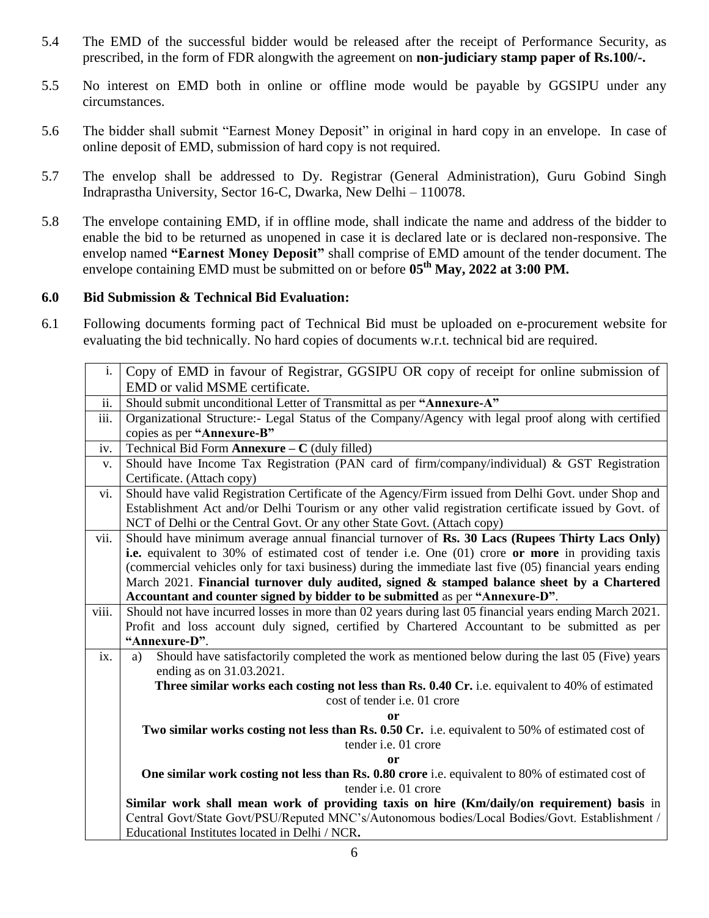5.4 The EMD of the successful bidder would be released after the receipt of Performance Security, as prescribed, in the form of FDR alongwith the agreement on **non-judiciary stamp paper of Rs.100/-.**

5.5 No interest on EMD both in online or offline mode would be payable by GGSIPU under any circumstances.

5.6 The bidder shall submit "Earnest Money Deposit" in original in hard copy in an envelope. In case of online deposit of EMD, submission of hard copy is not required.

5.7 The envelop shall be addressed to Dy. Registrar (General Administration), Guru Gobind Singh Indraprastha University, Sector 16-C, Dwarka, New Delhi – 110078.

5.8 The envelope containing EMD, if in offline mode, shall indicate the name and address of the bidder to enable the bid to be returned as unopened in case it is declared late or is declared non-responsive. The envelop named **"Earnest Money Deposit"** shall comprise of EMD amount of the tender document. The envelope containing EMD must be submitted on or before **05th May, 2022 at 3:00 PM.**

### 6.0 Bid Submission & Technical Bid Evaluation:

6.1 Following documents forming pact of Technical Bid must be uploaded on e-procurement website for evaluating the bid technically. No hard copies of documents w.r.t. technical bid are required.

| | |
|---|---|
| i. | Copy of EMD in favour of Registrar, GGSIPU OR copy of receipt for online submission of EMD or valid MSME certificate. |
| ii. | Should submit unconditional Letter of Transmittal as per **"Annexure-A"** |
| iii. | Organizational Structure:- Legal Status of the Company/Agency with legal proof along with certified copies as per **"Annexure-B"** |
| iv. | Technical Bid Form **Annexure – C** (duly filled) |
| v. | Should have Income Tax Registration (PAN card of firm/company/individual) & GST Registration Certificate. (Attach copy) |
| vi. | Should have valid Registration Certificate of the Agency/Firm issued from Delhi Govt. under Shop and Establishment Act and/or Delhi Tourism or any other valid registration certificate issued by Govt. of NCT of Delhi or the Central Govt. Or any other State Govt. (Attach copy) |
| vii. | Should have minimum average annual financial turnover of **Rs. 30 Lacs (Rupees Thirty Lacs Only) i.e.** equivalent to 30% of estimated cost of tender i.e. One (01) crore **or more** in providing taxis (commercial vehicles only for taxi business) during the immediate last five (05) financial years ending March 2021. **Financial turnover duly audited, signed & stamped balance sheet by a Chartered Accountant and counter signed by bidder to be submitted** as per **"Annexure-D"**. |
| viii. | Should not have incurred losses in more than 02 years during last 05 financial years ending March 2021. Profit and loss account duly signed, certified by Chartered Accountant to be submitted as per **"Annexure-D"**. |
| ix. | a) Should have satisfactorily completed the work as mentioned below during the last 05 (Five) years ending as on 31.03.2021.<br>**Three similar works each costing not less than Rs. 0.40 Cr.** i.e. equivalent to 40% of estimated cost of tender i.e. 01 crore<br>**or**<br>**Two similar works costing not less than Rs. 0.50 Cr.** i.e. equivalent to 50% of estimated cost of tender i.e. 01 crore<br>**or**<br>**One similar work costing not less than Rs. 0.80 crore** i.e. equivalent to 80% of estimated cost of tender i.e. 01 crore<br>**Similar work shall mean work of providing taxis on hire (Km/daily/on requirement) basis** in Central Govt/State Govt/PSU/Reputed MNC's/Autonomous bodies/Local Bodies/Govt. Establishment / Educational Institutes located in Delhi / NCR**.** |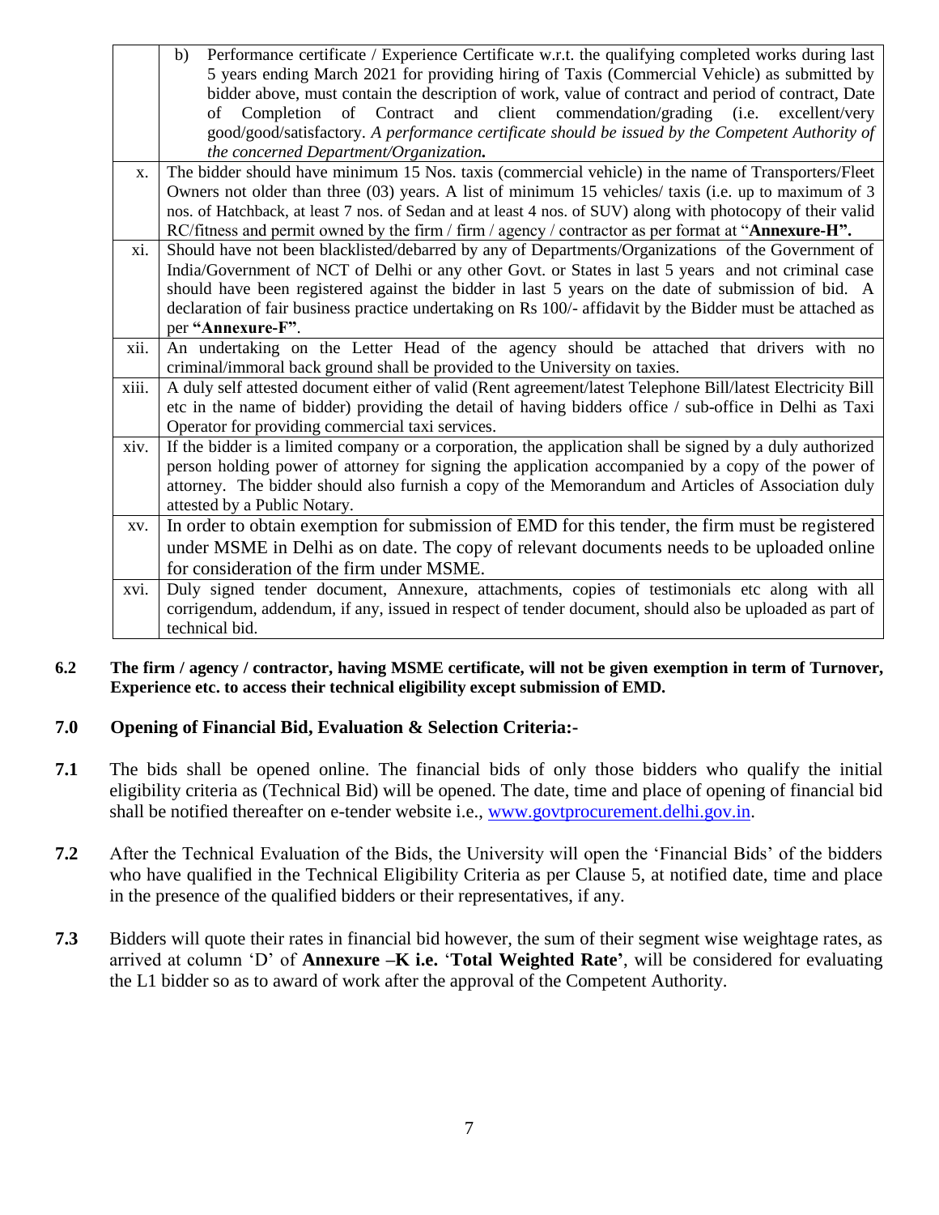| | |
|---|---|
| | b) Performance certificate / Experience Certificate w.r.t. the qualifying completed works during last 5 years ending March 2021 for providing hiring of Taxis (Commercial Vehicle) as submitted by bidder above, must contain the description of work, value of contract and period of contract, Date of Completion of Contract and client commendation/grading (i.e. excellent/very good/good/satisfactory. *A performance certificate should be issued by the Competent Authority of the concerned Department/Organization.* |
| x. | The bidder should have minimum 15 Nos. taxis (commercial vehicle) in the name of Transporters/Fleet Owners not older than three (03) years. A list of minimum 15 vehicles/ taxis (i.e. up to maximum of 3 nos. of Hatchback, at least 7 nos. of Sedan and at least 4 nos. of SUV) along with photocopy of their valid RC/fitness and permit owned by the firm / firm / agency / contractor as per format at "**Annexure-H".** |
| xi. | Should have not been blacklisted/debarred by any of Departments/Organizations of the Government of India/Government of NCT of Delhi or any other Govt. or States in last 5 years and not criminal case should have been registered against the bidder in last 5 years on the date of submission of bid. A declaration of fair business practice undertaking on Rs 100/- affidavit by the Bidder must be attached as per **"Annexure-F"**. |
| xii. | An undertaking on the Letter Head of the agency should be attached that drivers with no criminal/immoral back ground shall be provided to the University on taxies. |
| xiii. | A duly self attested document either of valid (Rent agreement/latest Telephone Bill/latest Electricity Bill etc in the name of bidder) providing the detail of having bidders office / sub-office in Delhi as Taxi Operator for providing commercial taxi services. |
| xiv. | If the bidder is a limited company or a corporation, the application shall be signed by a duly authorized person holding power of attorney for signing the application accompanied by a copy of the power of attorney. The bidder should also furnish a copy of the Memorandum and Articles of Association duly attested by a Public Notary. |
| xv. | In order to obtain exemption for submission of EMD for this tender, the firm must be registered under MSME in Delhi as on date. The copy of relevant documents needs to be uploaded online for consideration of the firm under MSME. |
| xvi. | Duly signed tender document, Annexure, attachments, copies of testimonials etc along with all corrigendum, addendum, if any, issued in respect of tender document, should also be uploaded as part of technical bid. |

**6.2 The firm / agency / contractor, having MSME certificate, will not be given exemption in term of Turnover, Experience etc. to access their technical eligibility except submission of EMD.**

## 7.0 Opening of Financial Bid, Evaluation & Selection Criteria:-

**7.1** The bids shall be opened online. The financial bids of only those bidders who qualify the initial eligibility criteria as (Technical Bid) will be opened. The date, time and place of opening of financial bid shall be notified thereafter on e-tender website i.e., www.govtprocurement.delhi.gov.in.

**7.2** After the Technical Evaluation of the Bids, the University will open the 'Financial Bids' of the bidders who have qualified in the Technical Eligibility Criteria as per Clause 5, at notified date, time and place in the presence of the qualified bidders or their representatives, if any.

**7.3** Bidders will quote their rates in financial bid however, the sum of their segment wise weightage rates, as arrived at column 'D' of **Annexure –K i.e.** '**Total Weighted Rate'**, will be considered for evaluating the L1 bidder so as to award of work after the approval of the Competent Authority.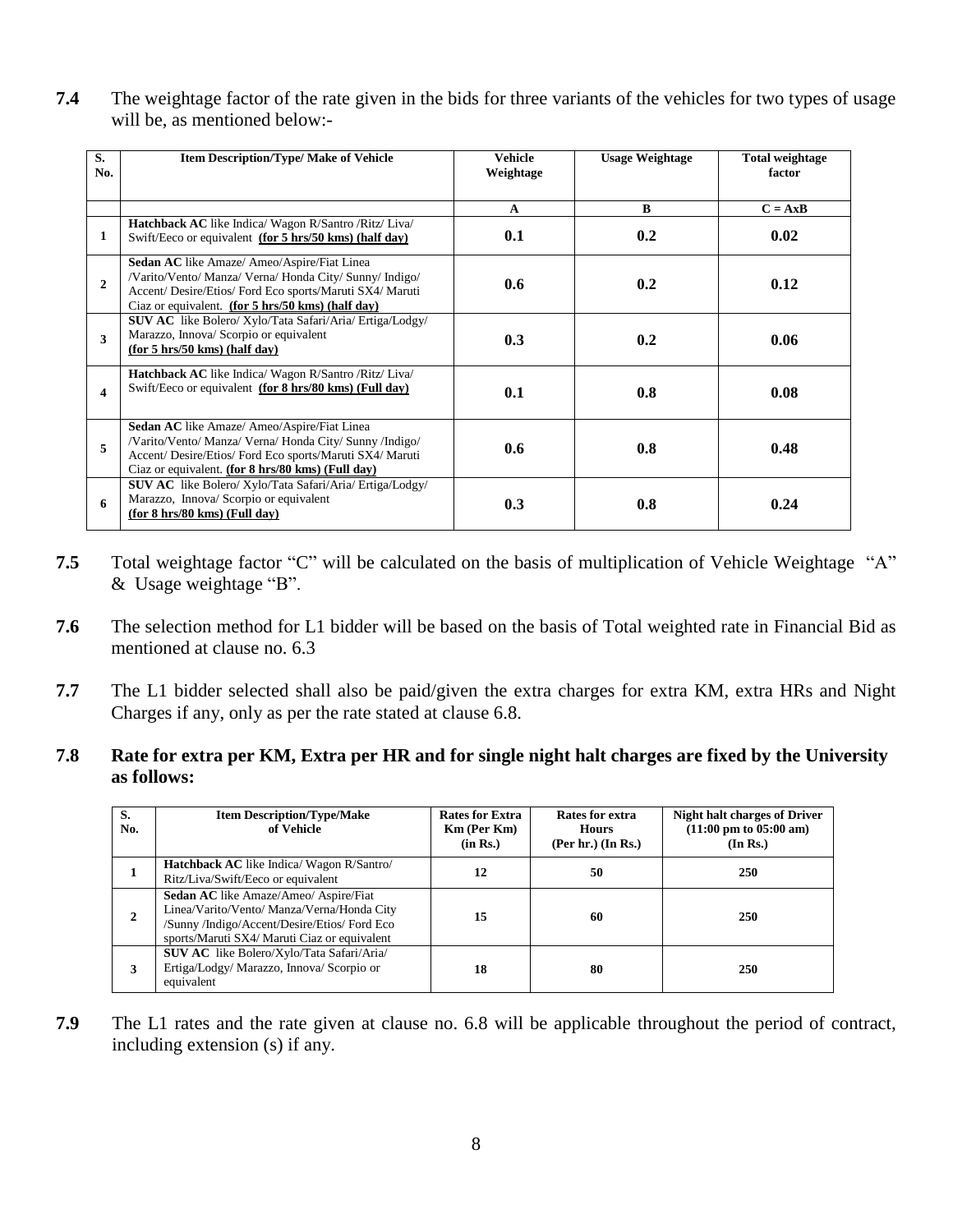**7.4** The weightage factor of the rate given in the bids for three variants of the vehicles for two types of usage will be, as mentioned below:-

| S. No. | Item Description/Type/ Make of Vehicle | Vehicle Weightage | Usage Weightage | Total weightage factor |
|---|---|---|---|---|
| | | A | B | C = AxB |
| 1 | **Hatchback AC** like Indica/ Wagon R/Santro /Ritz/ Liva/ Swift/Eeco or equivalent **(for 5 hrs/50 kms) (half day)** | **0.1** | **0.2** | **0.02** |
| 2 | **Sedan AC** like Amaze/ Ameo/Aspire/Fiat Linea /Varito/Vento/ Manza/ Verna/ Honda City/ Sunny/ Indigo/ Accent/ Desire/Etios/ Ford Eco sports/Maruti SX4/ Maruti Ciaz or equivalent. **(for 5 hrs/50 kms) (half day)** | **0.6** | **0.2** | **0.12** |
| 3 | **SUV AC** like Bolero/ Xylo/Tata Safari/Aria/ Ertiga/Lodgy/ Marazzo, Innova/ Scorpio or equivalent **(for 5 hrs/50 kms) (half day)** | **0.3** | **0.2** | **0.06** |
| 4 | **Hatchback AC** like Indica/ Wagon R/Santro /Ritz/ Liva/ Swift/Eeco or equivalent **(for 8 hrs/80 kms) (Full day)** | **0.1** | **0.8** | **0.08** |
| 5 | **Sedan AC** like Amaze/ Ameo/Aspire/Fiat Linea /Varito/Vento/ Manza/ Verna/ Honda City/ Sunny /Indigo/ Accent/ Desire/Etios/ Ford Eco sports/Maruti SX4/ Maruti Ciaz or equivalent. **(for 8 hrs/80 kms) (Full day)** | **0.6** | **0.8** | **0.48** |
| 6 | **SUV AC** like Bolero/ Xylo/Tata Safari/Aria/ Ertiga/Lodgy/ Marazzo, Innova/ Scorpio or equivalent **(for 8 hrs/80 kms) (Full day)** | **0.3** | **0.8** | **0.24** |

**7.5** Total weightage factor "C" will be calculated on the basis of multiplication of Vehicle Weightage "A" & Usage weightage "B".

**7.6** The selection method for L1 bidder will be based on the basis of Total weighted rate in Financial Bid as mentioned at clause no. 6.3

**7.7** The L1 bidder selected shall also be paid/given the extra charges for extra KM, extra HRs and Night Charges if any, only as per the rate stated at clause 6.8.

**7.8 Rate for extra per KM, Extra per HR and for single night halt charges are fixed by the University as follows:**

| S. No. | Item Description/Type/Make of Vehicle | Rates for Extra Km (Per Km) (in Rs.) | Rates for extra Hours (Per hr.) (In Rs.) | Night halt charges of Driver (11:00 pm to 05:00 am) (In Rs.) |
|---|---|---|---|---|
| 1 | **Hatchback AC** like Indica/ Wagon R/Santro/ Ritz/Liva/Swift/Eeco or equivalent | **12** | **50** | **250** |
| 2 | **Sedan AC** like Amaze/Ameo/ Aspire/Fiat Linea/Varito/Vento/ Manza/Verna/Honda City /Sunny /Indigo/Accent/Desire/Etios/ Ford Eco sports/Maruti SX4/ Maruti Ciaz or equivalent | **15** | **60** | **250** |
| 3 | **SUV AC** like Bolero/Xylo/Tata Safari/Aria/ Ertiga/Lodgy/ Marazzo, Innova/ Scorpio or equivalent | **18** | **80** | **250** |

**7.9** The L1 rates and the rate given at clause no. 6.8 will be applicable throughout the period of contract, including extension (s) if any.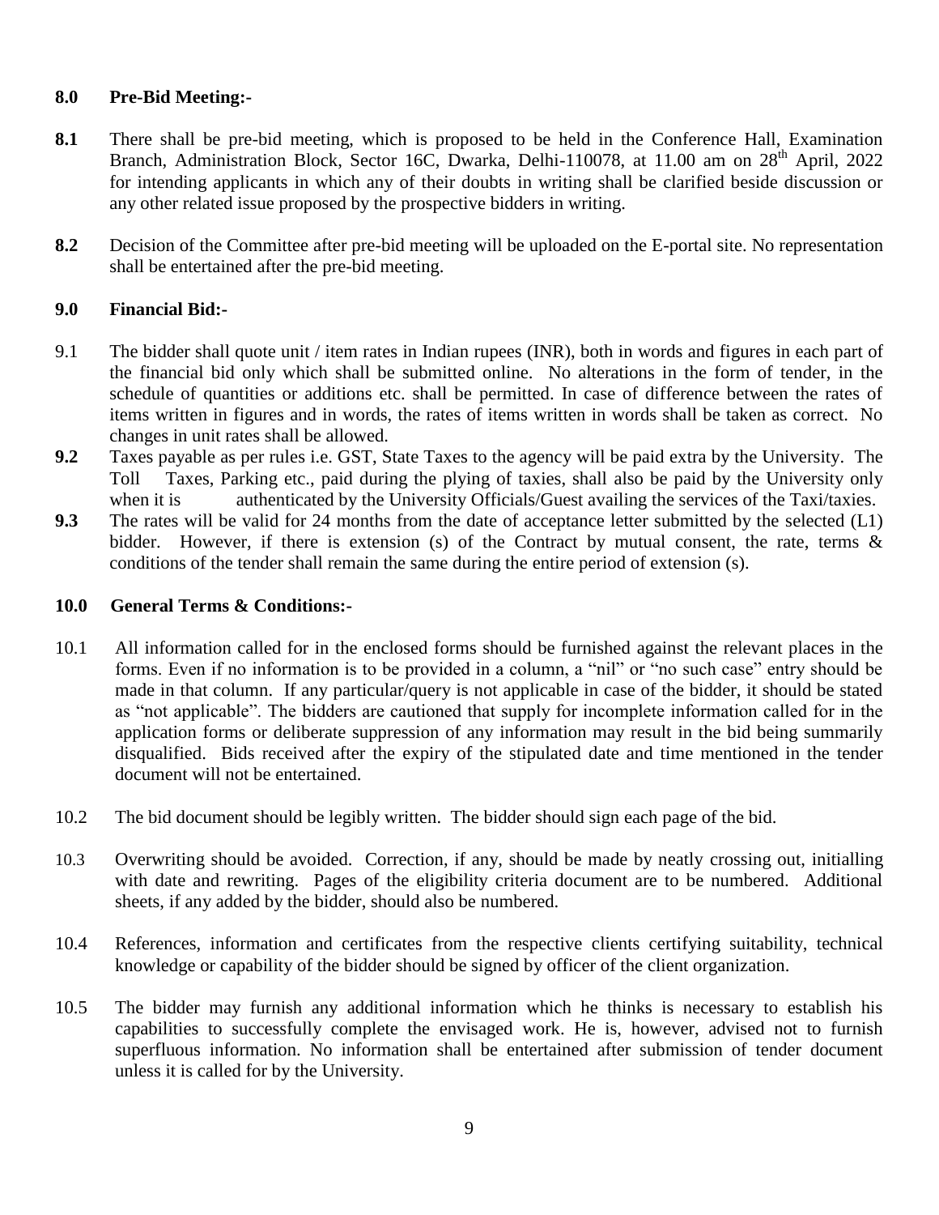## 8.0 Pre-Bid Meeting:-

**8.1** There shall be pre-bid meeting, which is proposed to be held in the Conference Hall, Examination Branch, Administration Block, Sector 16C, Dwarka, Delhi-110078, at 11.00 am on 28th April, 2022 for intending applicants in which any of their doubts in writing shall be clarified beside discussion or any other related issue proposed by the prospective bidders in writing.

**8.2** Decision of the Committee after pre-bid meeting will be uploaded on the E-portal site. No representation shall be entertained after the pre-bid meeting.

## 9.0 Financial Bid:-

9.1 The bidder shall quote unit / item rates in Indian rupees (INR), both in words and figures in each part of the financial bid only which shall be submitted online. No alterations in the form of tender, in the schedule of quantities or additions etc. shall be permitted. In case of difference between the rates of items written in figures and in words, the rates of items written in words shall be taken as correct. No changes in unit rates shall be allowed.

**9.2** Taxes payable as per rules i.e. GST, State Taxes to the agency will be paid extra by the University. The Toll Taxes, Parking etc., paid during the plying of taxies, shall also be paid by the University only when it is authenticated by the University Officials/Guest availing the services of the Taxi/taxies.

**9.3** The rates will be valid for 24 months from the date of acceptance letter submitted by the selected (L1) bidder. However, if there is extension (s) of the Contract by mutual consent, the rate, terms & conditions of the tender shall remain the same during the entire period of extension (s).

## 10.0 General Terms & Conditions:-

10.1 All information called for in the enclosed forms should be furnished against the relevant places in the forms. Even if no information is to be provided in a column, a "nil" or "no such case" entry should be made in that column. If any particular/query is not applicable in case of the bidder, it should be stated as "not applicable". The bidders are cautioned that supply for incomplete information called for in the application forms or deliberate suppression of any information may result in the bid being summarily disqualified. Bids received after the expiry of the stipulated date and time mentioned in the tender document will not be entertained.

10.2 The bid document should be legibly written. The bidder should sign each page of the bid.

10.3 Overwriting should be avoided. Correction, if any, should be made by neatly crossing out, initialling with date and rewriting. Pages of the eligibility criteria document are to be numbered. Additional sheets, if any added by the bidder, should also be numbered.

10.4 References, information and certificates from the respective clients certifying suitability, technical knowledge or capability of the bidder should be signed by officer of the client organization.

10.5 The bidder may furnish any additional information which he thinks is necessary to establish his capabilities to successfully complete the envisaged work. He is, however, advised not to furnish superfluous information. No information shall be entertained after submission of tender document unless it is called for by the University.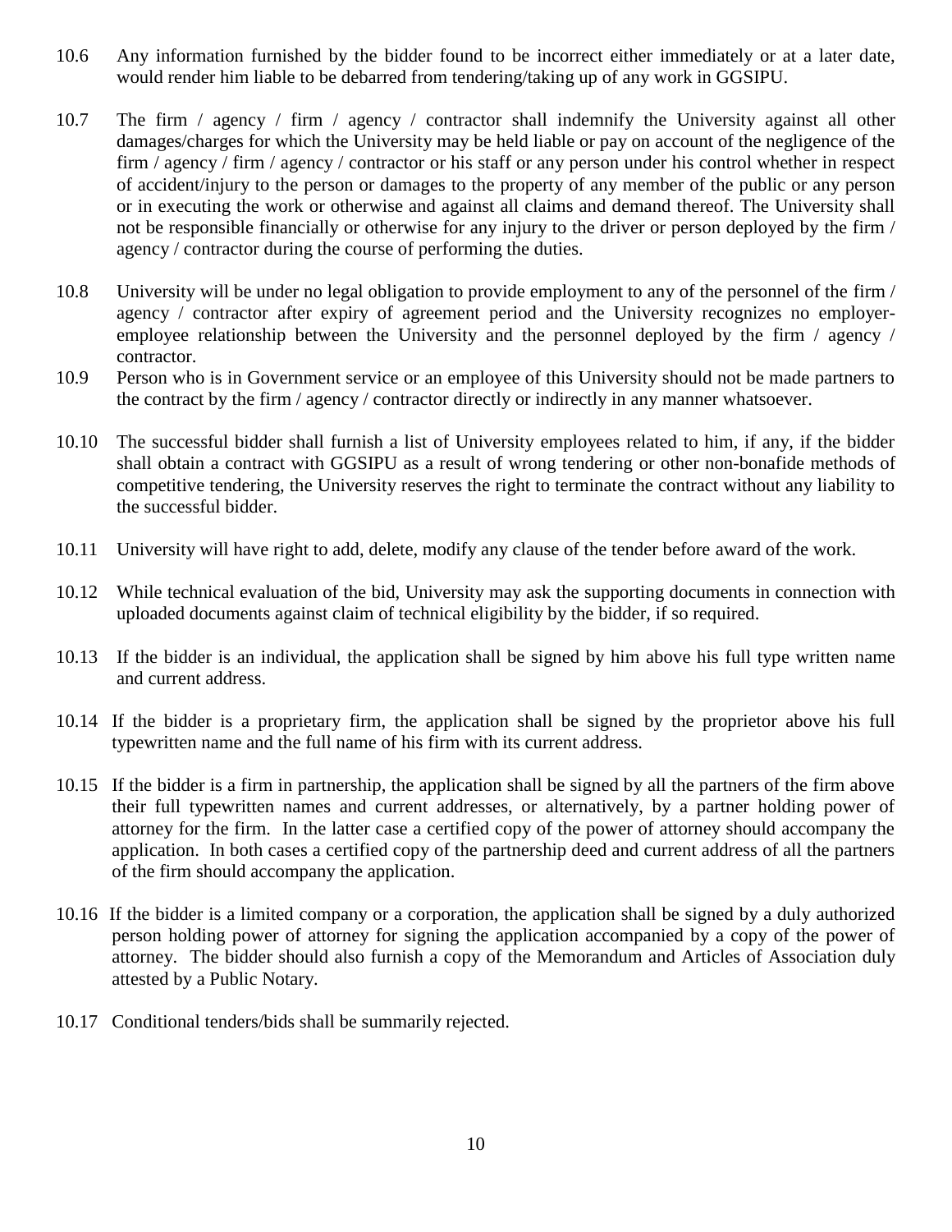10.6 Any information furnished by the bidder found to be incorrect either immediately or at a later date, would render him liable to be debarred from tendering/taking up of any work in GGSIPU.

10.7 The firm / agency / firm / agency / contractor shall indemnify the University against all other damages/charges for which the University may be held liable or pay on account of the negligence of the firm / agency / firm / agency / contractor or his staff or any person under his control whether in respect of accident/injury to the person or damages to the property of any member of the public or any person or in executing the work or otherwise and against all claims and demand thereof. The University shall not be responsible financially or otherwise for any injury to the driver or person deployed by the firm / agency / contractor during the course of performing the duties.

10.8 University will be under no legal obligation to provide employment to any of the personnel of the firm / agency / contractor after expiry of agreement period and the University recognizes no employer-employee relationship between the University and the personnel deployed by the firm / agency / contractor.

10.9 Person who is in Government service or an employee of this University should not be made partners to the contract by the firm / agency / contractor directly or indirectly in any manner whatsoever.

10.10 The successful bidder shall furnish a list of University employees related to him, if any, if the bidder shall obtain a contract with GGSIPU as a result of wrong tendering or other non-bonafide methods of competitive tendering, the University reserves the right to terminate the contract without any liability to the successful bidder.

10.11 University will have right to add, delete, modify any clause of the tender before award of the work.

10.12 While technical evaluation of the bid, University may ask the supporting documents in connection with uploaded documents against claim of technical eligibility by the bidder, if so required.

10.13 If the bidder is an individual, the application shall be signed by him above his full type written name and current address.

10.14 If the bidder is a proprietary firm, the application shall be signed by the proprietor above his full typewritten name and the full name of his firm with its current address.

10.15 If the bidder is a firm in partnership, the application shall be signed by all the partners of the firm above their full typewritten names and current addresses, or alternatively, by a partner holding power of attorney for the firm. In the latter case a certified copy of the power of attorney should accompany the application. In both cases a certified copy of the partnership deed and current address of all the partners of the firm should accompany the application.

10.16 If the bidder is a limited company or a corporation, the application shall be signed by a duly authorized person holding power of attorney for signing the application accompanied by a copy of the power of attorney. The bidder should also furnish a copy of the Memorandum and Articles of Association duly attested by a Public Notary.

10.17 Conditional tenders/bids shall be summarily rejected.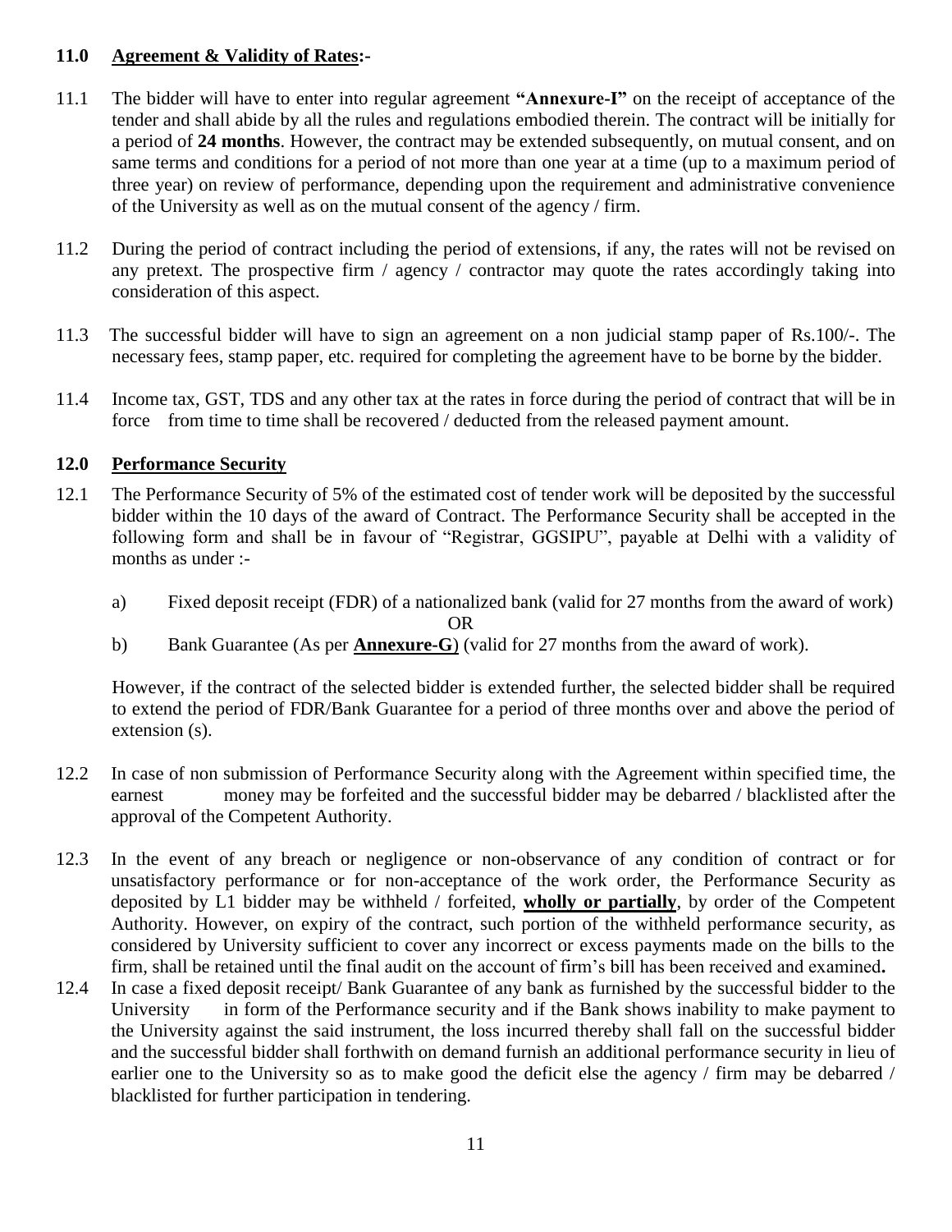## 11.0 Agreement & Validity of Rates:-

11.1 The bidder will have to enter into regular agreement **"Annexure-I"** on the receipt of acceptance of the tender and shall abide by all the rules and regulations embodied therein. The contract will be initially for a period of **24 months**. However, the contract may be extended subsequently, on mutual consent, and on same terms and conditions for a period of not more than one year at a time (up to a maximum period of three year) on review of performance, depending upon the requirement and administrative convenience of the University as well as on the mutual consent of the agency / firm.

11.2 During the period of contract including the period of extensions, if any, the rates will not be revised on any pretext. The prospective firm / agency / contractor may quote the rates accordingly taking into consideration of this aspect.

11.3 The successful bidder will have to sign an agreement on a non judicial stamp paper of Rs.100/-. The necessary fees, stamp paper, etc. required for completing the agreement have to be borne by the bidder.

11.4 Income tax, GST, TDS and any other tax at the rates in force during the period of contract that will be in force from time to time shall be recovered / deducted from the released payment amount.

## 12.0 Performance Security

12.1 The Performance Security of 5% of the estimated cost of tender work will be deposited by the successful bidder within the 10 days of the award of Contract. The Performance Security shall be accepted in the following form and shall be in favour of "Registrar, GGSIPU", payable at Delhi with a validity of months as under :-

a) Fixed deposit receipt (FDR) of a nationalized bank (valid for 27 months from the award of work)

OR

b) Bank Guarantee (As per **Annexure-G**) (valid for 27 months from the award of work).

However, if the contract of the selected bidder is extended further, the selected bidder shall be required to extend the period of FDR/Bank Guarantee for a period of three months over and above the period of extension (s).

12.2 In case of non submission of Performance Security along with the Agreement within specified time, the earnest money may be forfeited and the successful bidder may be debarred / blacklisted after the approval of the Competent Authority.

12.3 In the event of any breach or negligence or non-observance of any condition of contract or for unsatisfactory performance or for non-acceptance of the work order, the Performance Security as deposited by L1 bidder may be withheld / forfeited, **wholly or partially**, by order of the Competent Authority. However, on expiry of the contract, such portion of the withheld performance security, as considered by University sufficient to cover any incorrect or excess payments made on the bills to the firm, shall be retained until the final audit on the account of firm's bill has been received and examined**.**

12.4 In case a fixed deposit receipt/ Bank Guarantee of any bank as furnished by the successful bidder to the University in form of the Performance security and if the Bank shows inability to make payment to the University against the said instrument, the loss incurred thereby shall fall on the successful bidder and the successful bidder shall forthwith on demand furnish an additional performance security in lieu of earlier one to the University so as to make good the deficit else the agency / firm may be debarred / blacklisted for further participation in tendering.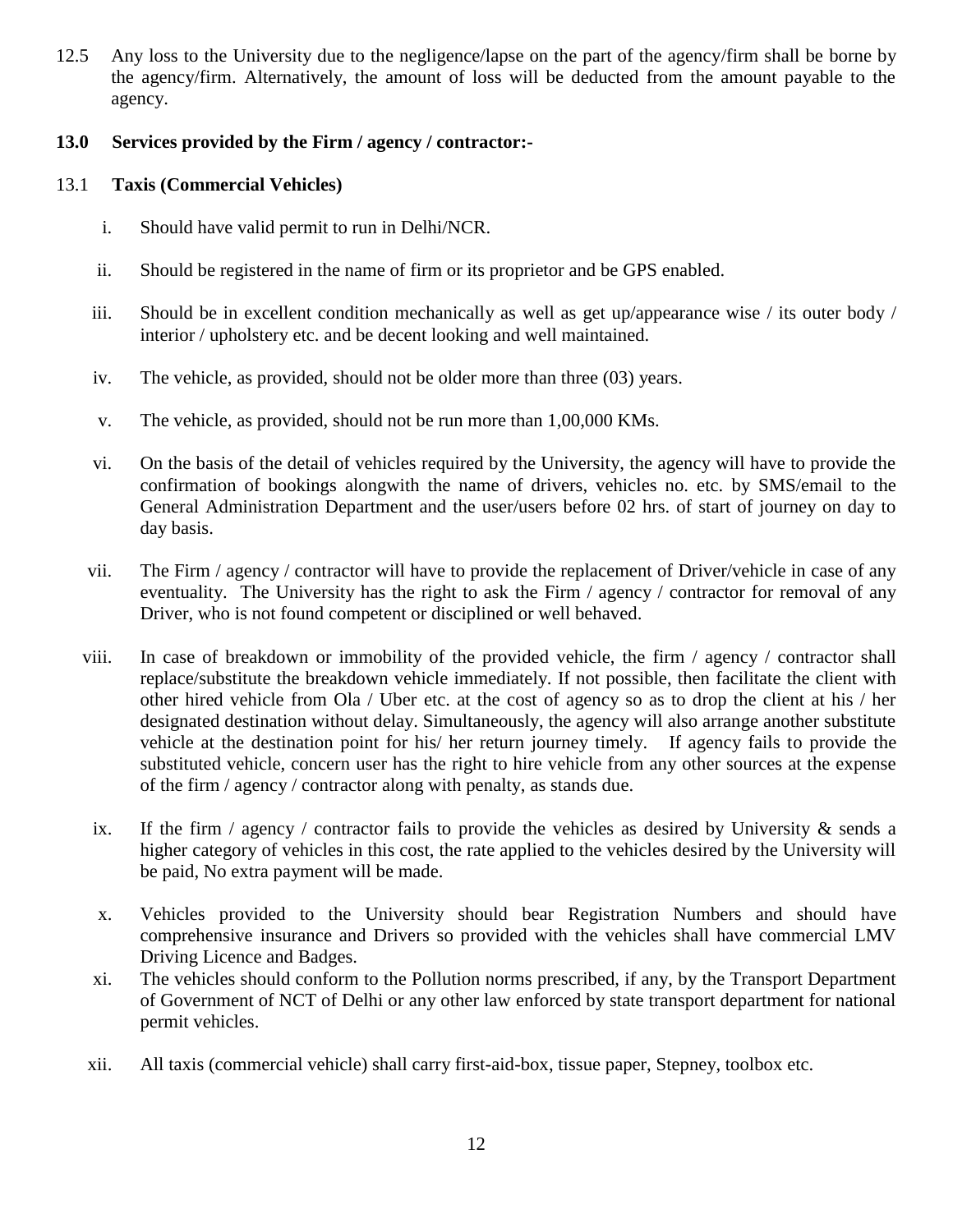12.5 Any loss to the University due to the negligence/lapse on the part of the agency/firm shall be borne by the agency/firm. Alternatively, the amount of loss will be deducted from the amount payable to the agency.

**13.0 Services provided by the Firm / agency / contractor:-**

13.1 **Taxis (Commercial Vehicles)**

i. Should have valid permit to run in Delhi/NCR.

ii. Should be registered in the name of firm or its proprietor and be GPS enabled.

iii. Should be in excellent condition mechanically as well as get up/appearance wise / its outer body / interior / upholstery etc. and be decent looking and well maintained.

iv. The vehicle, as provided, should not be older more than three (03) years.

v. The vehicle, as provided, should not be run more than 1,00,000 KMs.

vi. On the basis of the detail of vehicles required by the University, the agency will have to provide the confirmation of bookings alongwith the name of drivers, vehicles no. etc. by SMS/email to the General Administration Department and the user/users before 02 hrs. of start of journey on day to day basis.

vii. The Firm / agency / contractor will have to provide the replacement of Driver/vehicle in case of any eventuality. The University has the right to ask the Firm / agency / contractor for removal of any Driver, who is not found competent or disciplined or well behaved.

viii. In case of breakdown or immobility of the provided vehicle, the firm / agency / contractor shall replace/substitute the breakdown vehicle immediately. If not possible, then facilitate the client with other hired vehicle from Ola / Uber etc. at the cost of agency so as to drop the client at his / her designated destination without delay. Simultaneously, the agency will also arrange another substitute vehicle at the destination point for his/ her return journey timely. If agency fails to provide the substituted vehicle, concern user has the right to hire vehicle from any other sources at the expense of the firm / agency / contractor along with penalty, as stands due.

ix. If the firm / agency / contractor fails to provide the vehicles as desired by University & sends a higher category of vehicles in this cost, the rate applied to the vehicles desired by the University will be paid, No extra payment will be made.

x. Vehicles provided to the University should bear Registration Numbers and should have comprehensive insurance and Drivers so provided with the vehicles shall have commercial LMV Driving Licence and Badges.

xi. The vehicles should conform to the Pollution norms prescribed, if any, by the Transport Department of Government of NCT of Delhi or any other law enforced by state transport department for national permit vehicles.

xii. All taxis (commercial vehicle) shall carry first-aid-box, tissue paper, Stepney, toolbox etc.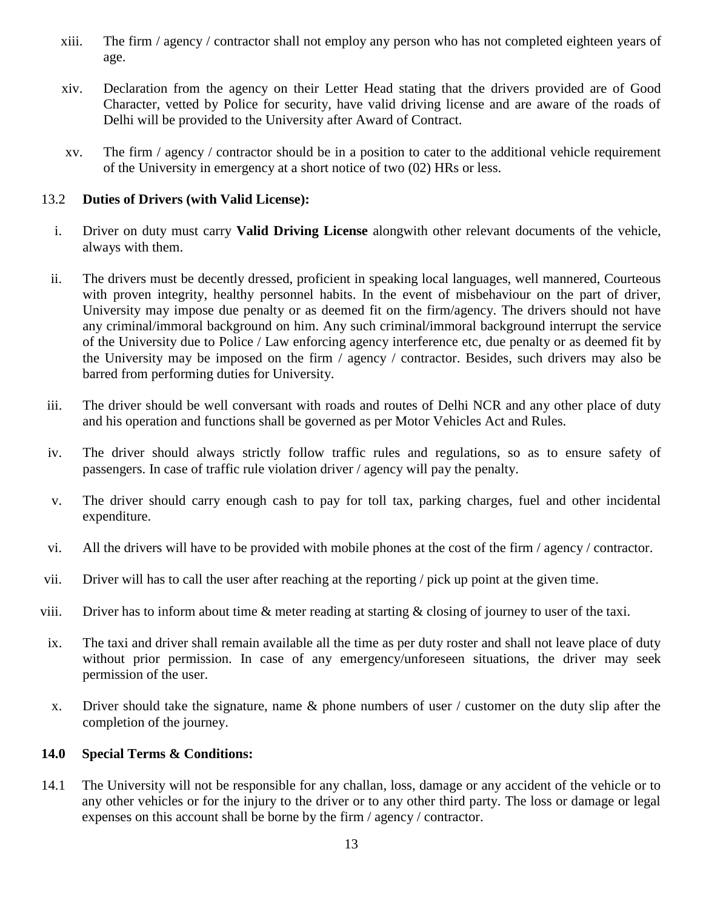xiii. The firm / agency / contractor shall not employ any person who has not completed eighteen years of age.

xiv. Declaration from the agency on their Letter Head stating that the drivers provided are of Good Character, vetted by Police for security, have valid driving license and are aware of the roads of Delhi will be provided to the University after Award of Contract.

xv. The firm / agency / contractor should be in a position to cater to the additional vehicle requirement of the University in emergency at a short notice of two (02) HRs or less.

13.2 **Duties of Drivers (with Valid License):**

i. Driver on duty must carry **Valid Driving License** alongwith other relevant documents of the vehicle, always with them.

ii. The drivers must be decently dressed, proficient in speaking local languages, well mannered, Courteous with proven integrity, healthy personnel habits. In the event of misbehaviour on the part of driver, University may impose due penalty or as deemed fit on the firm/agency. The drivers should not have any criminal/immoral background on him. Any such criminal/immoral background interrupt the service of the University due to Police / Law enforcing agency interference etc, due penalty or as deemed fit by the University may be imposed on the firm / agency / contractor. Besides, such drivers may also be barred from performing duties for University.

iii. The driver should be well conversant with roads and routes of Delhi NCR and any other place of duty and his operation and functions shall be governed as per Motor Vehicles Act and Rules.

iv. The driver should always strictly follow traffic rules and regulations, so as to ensure safety of passengers. In case of traffic rule violation driver / agency will pay the penalty.

v. The driver should carry enough cash to pay for toll tax, parking charges, fuel and other incidental expenditure.

vi. All the drivers will have to be provided with mobile phones at the cost of the firm / agency / contractor.

vii. Driver will has to call the user after reaching at the reporting / pick up point at the given time.

viii. Driver has to inform about time & meter reading at starting & closing of journey to user of the taxi.

ix. The taxi and driver shall remain available all the time as per duty roster and shall not leave place of duty without prior permission. In case of any emergency/unforeseen situations, the driver may seek permission of the user.

x. Driver should take the signature, name & phone numbers of user / customer on the duty slip after the completion of the journey.

**14.0 Special Terms & Conditions:**

14.1 The University will not be responsible for any challan, loss, damage or any accident of the vehicle or to any other vehicles or for the injury to the driver or to any other third party. The loss or damage or legal expenses on this account shall be borne by the firm / agency / contractor.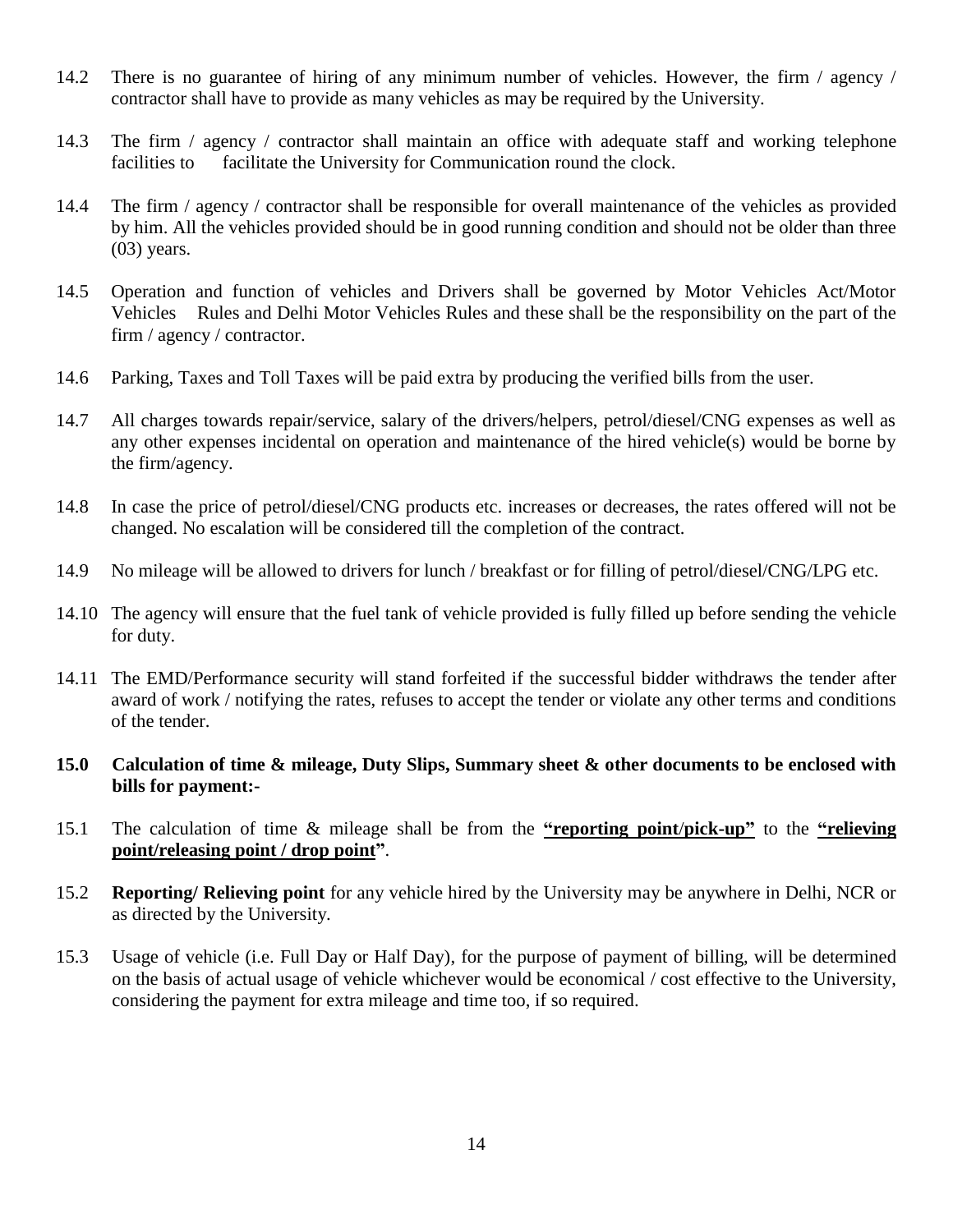14.2 There is no guarantee of hiring of any minimum number of vehicles. However, the firm / agency / contractor shall have to provide as many vehicles as may be required by the University.

14.3 The firm / agency / contractor shall maintain an office with adequate staff and working telephone facilities to facilitate the University for Communication round the clock.

14.4 The firm / agency / contractor shall be responsible for overall maintenance of the vehicles as provided by him. All the vehicles provided should be in good running condition and should not be older than three (03) years.

14.5 Operation and function of vehicles and Drivers shall be governed by Motor Vehicles Act/Motor Vehicles Rules and Delhi Motor Vehicles Rules and these shall be the responsibility on the part of the firm / agency / contractor.

14.6 Parking, Taxes and Toll Taxes will be paid extra by producing the verified bills from the user.

14.7 All charges towards repair/service, salary of the drivers/helpers, petrol/diesel/CNG expenses as well as any other expenses incidental on operation and maintenance of the hired vehicle(s) would be borne by the firm/agency.

14.8 In case the price of petrol/diesel/CNG products etc. increases or decreases, the rates offered will not be changed. No escalation will be considered till the completion of the contract.

14.9 No mileage will be allowed to drivers for lunch / breakfast or for filling of petrol/diesel/CNG/LPG etc.

14.10 The agency will ensure that the fuel tank of vehicle provided is fully filled up before sending the vehicle for duty.

14.11 The EMD/Performance security will stand forfeited if the successful bidder withdraws the tender after award of work / notifying the rates, refuses to accept the tender or violate any other terms and conditions of the tender.

**15.0 Calculation of time & mileage, Duty Slips, Summary sheet & other documents to be enclosed with bills for payment:-**

15.1 The calculation of time & mileage shall be from the **"reporting point/pick-up"** to the **"relieving point/releasing point / drop point"**.

15.2 **Reporting/ Relieving point** for any vehicle hired by the University may be anywhere in Delhi, NCR or as directed by the University.

15.3 Usage of vehicle (i.e. Full Day or Half Day), for the purpose of payment of billing, will be determined on the basis of actual usage of vehicle whichever would be economical / cost effective to the University, considering the payment for extra mileage and time too, if so required.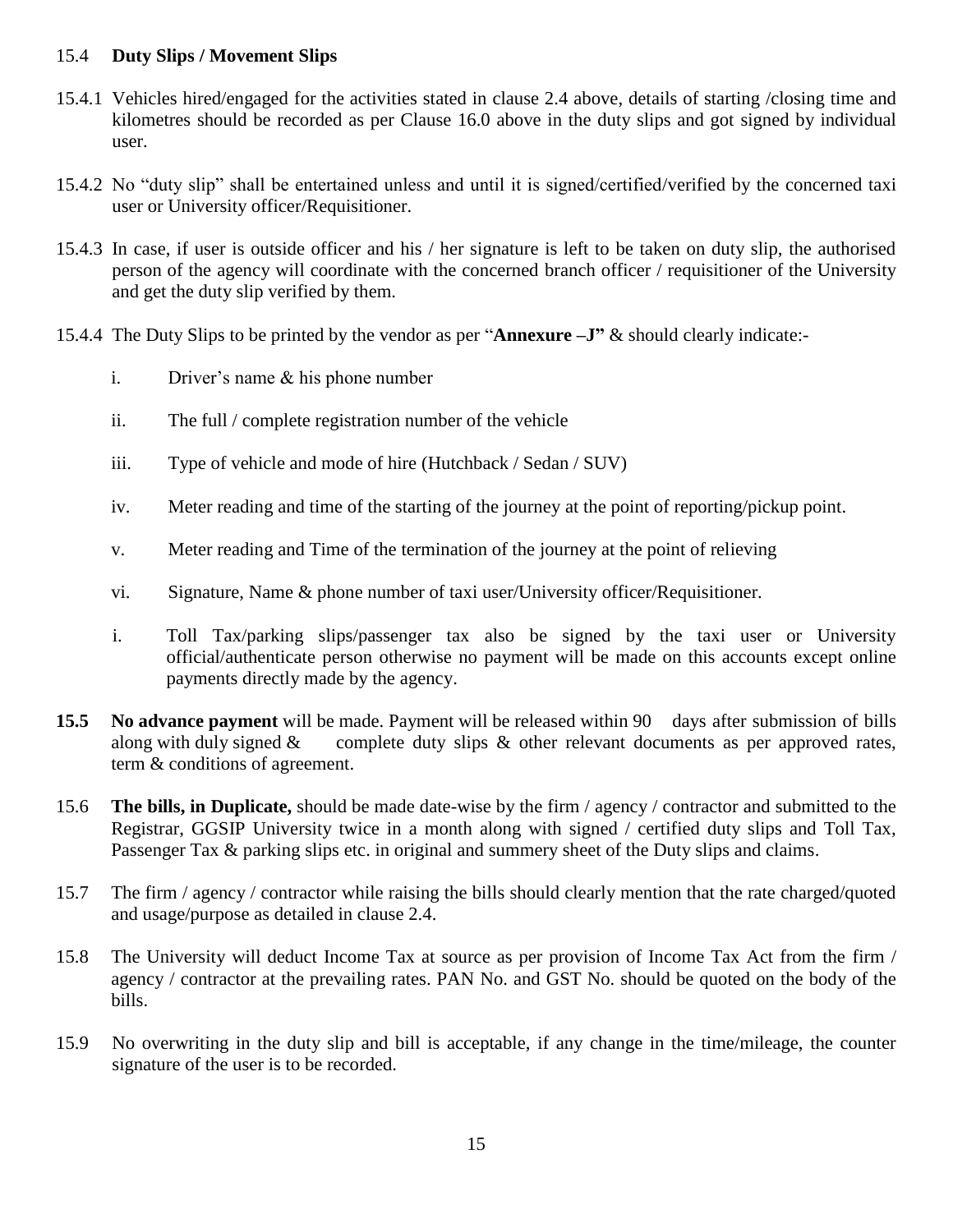15.4 **Duty Slips / Movement Slips**

15.4.1 Vehicles hired/engaged for the activities stated in clause 2.4 above, details of starting /closing time and kilometres should be recorded as per Clause 16.0 above in the duty slips and got signed by individual user.

15.4.2 No "duty slip" shall be entertained unless and until it is signed/certified/verified by the concerned taxi user or University officer/Requisitioner.

15.4.3 In case, if user is outside officer and his / her signature is left to be taken on duty slip, the authorised person of the agency will coordinate with the concerned branch officer / requisitioner of the University and get the duty slip verified by them.

15.4.4 The Duty Slips to be printed by the vendor as per "**Annexure –J"** & should clearly indicate:-

i. Driver's name & his phone number

ii. The full / complete registration number of the vehicle

iii. Type of vehicle and mode of hire (Hutchback / Sedan / SUV)

iv. Meter reading and time of the starting of the journey at the point of reporting/pickup point.

v. Meter reading and Time of the termination of the journey at the point of relieving

vi. Signature, Name & phone number of taxi user/University officer/Requisitioner.

i. Toll Tax/parking slips/passenger tax also be signed by the taxi user or University official/authenticate person otherwise no payment will be made on this accounts except online payments directly made by the agency.

**15.5** **No advance payment** will be made. Payment will be released within 90 days after submission of bills along with duly signed & complete duty slips & other relevant documents as per approved rates, term & conditions of agreement.

15.6 **The bills, in Duplicate,** should be made date-wise by the firm / agency / contractor and submitted to the Registrar, GGSIP University twice in a month along with signed / certified duty slips and Toll Tax, Passenger Tax & parking slips etc. in original and summery sheet of the Duty slips and claims.

15.7 The firm / agency / contractor while raising the bills should clearly mention that the rate charged/quoted and usage/purpose as detailed in clause 2.4.

15.8 The University will deduct Income Tax at source as per provision of Income Tax Act from the firm / agency / contractor at the prevailing rates. PAN No. and GST No. should be quoted on the body of the bills.

15.9 No overwriting in the duty slip and bill is acceptable, if any change in the time/mileage, the counter signature of the user is to be recorded.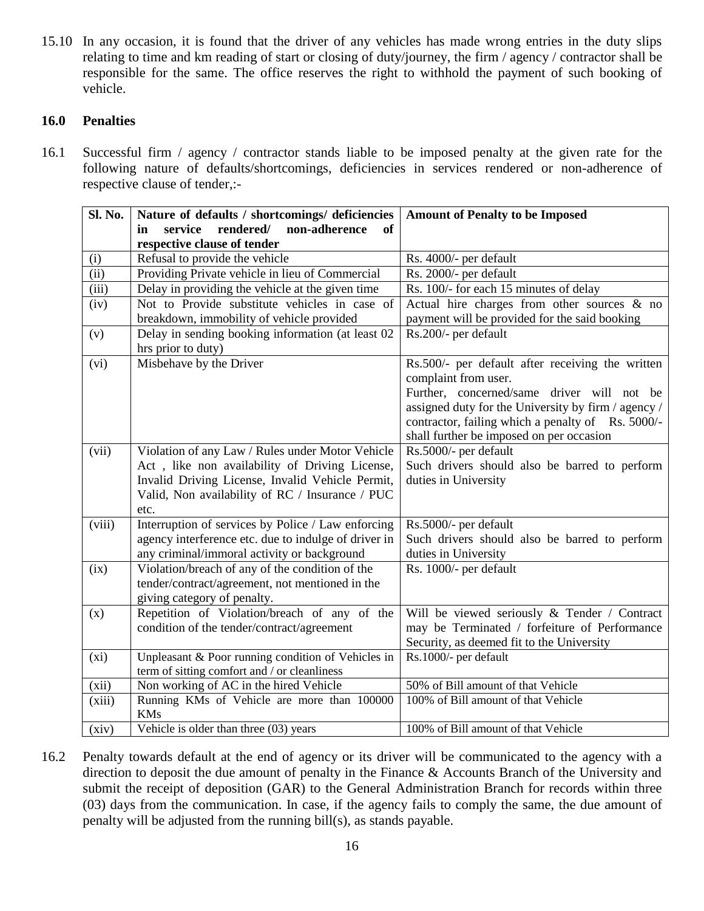15.10 In any occasion, it is found that the driver of any vehicles has made wrong entries in the duty slips relating to time and km reading of start or closing of duty/journey, the firm / agency / contractor shall be responsible for the same. The office reserves the right to withhold the payment of such booking of vehicle.

## 16.0 Penalties

16.1 Successful firm / agency / contractor stands liable to be imposed penalty at the given rate for the following nature of defaults/shortcomings, deficiencies in services rendered or non-adherence of respective clause of tender,:-

| Sl. No. | Nature of defaults / shortcomings/ deficiencies in service rendered/ non-adherence of respective clause of tender | Amount of Penalty to be Imposed |
|---|---|---|
| (i) | Refusal to provide the vehicle | Rs. 4000/- per default |
| (ii) | Providing Private vehicle in lieu of Commercial | Rs. 2000/- per default |
| (iii) | Delay in providing the vehicle at the given time | Rs. 100/- for each 15 minutes of delay |
| (iv) | Not to Provide substitute vehicles in case of breakdown, immobility of vehicle provided | Actual hire charges from other sources & no payment will be provided for the said booking |
| (v) | Delay in sending booking information (at least 02 hrs prior to duty) | Rs.200/- per default |
| (vi) | Misbehave by the Driver | Rs.500/- per default after receiving the written complaint from user. Further, concerned/same driver will not be assigned duty for the University by firm / agency / contractor, failing which a penalty of Rs. 5000/- shall further be imposed on per occasion |
| (vii) | Violation of any Law / Rules under Motor Vehicle Act , like non availability of Driving License, Invalid Driving License, Invalid Vehicle Permit, Valid, Non availability of RC / Insurance / PUC etc. | Rs.5000/- per default Such drivers should also be barred to perform duties in University |
| (viii) | Interruption of services by Police / Law enforcing agency interference etc. due to indulge of driver in any criminal/immoral activity or background | Rs.5000/- per default Such drivers should also be barred to perform duties in University |
| (ix) | Violation/breach of any of the condition of the tender/contract/agreement, not mentioned in the giving category of penalty. | Rs. 1000/- per default |
| (x) | Repetition of Violation/breach of any of the condition of the tender/contract/agreement | Will be viewed seriously & Tender / Contract may be Terminated / forfeiture of Performance Security, as deemed fit to the University |
| (xi) | Unpleasant & Poor running condition of Vehicles in term of sitting comfort and / or cleanliness | Rs.1000/- per default |
| (xii) | Non working of AC in the hired Vehicle | 50% of Bill amount of that Vehicle |
| (xiii) | Running KMs of Vehicle are more than 100000 KMs | 100% of Bill amount of that Vehicle |
| (xiv) | Vehicle is older than three (03) years | 100% of Bill amount of that Vehicle |

16.2 Penalty towards default at the end of agency or its driver will be communicated to the agency with a direction to deposit the due amount of penalty in the Finance & Accounts Branch of the University and submit the receipt of deposition (GAR) to the General Administration Branch for records within three (03) days from the communication. In case, if the agency fails to comply the same, the due amount of penalty will be adjusted from the running bill(s), as stands payable.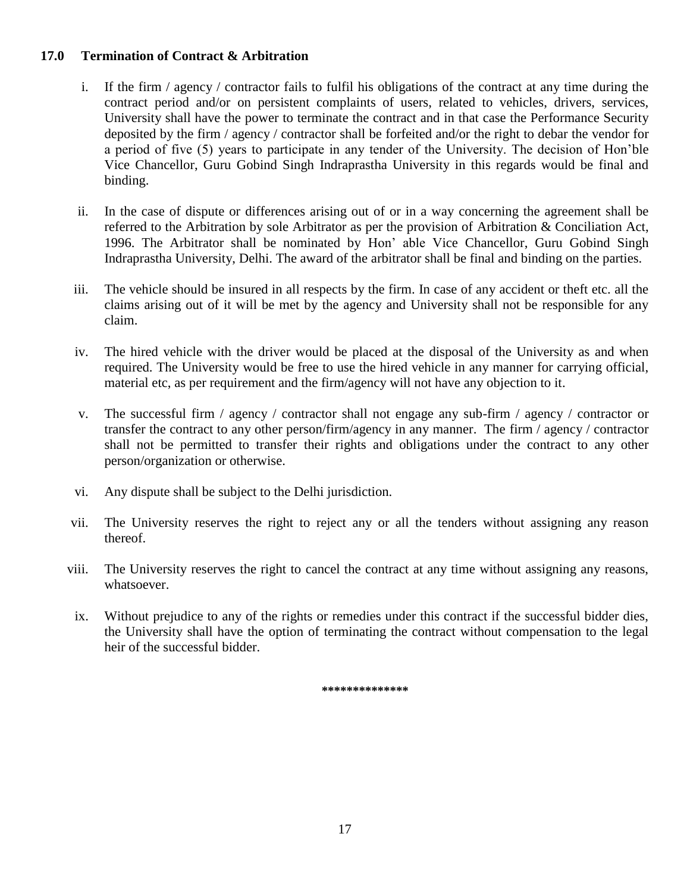## 17.0 Termination of Contract & Arbitration

i. If the firm / agency / contractor fails to fulfil his obligations of the contract at any time during the contract period and/or on persistent complaints of users, related to vehicles, drivers, services, University shall have the power to terminate the contract and in that case the Performance Security deposited by the firm / agency / contractor shall be forfeited and/or the right to debar the vendor for a period of five (5) years to participate in any tender of the University. The decision of Hon'ble Vice Chancellor, Guru Gobind Singh Indraprastha University in this regards would be final and binding.

ii. In the case of dispute or differences arising out of or in a way concerning the agreement shall be referred to the Arbitration by sole Arbitrator as per the provision of Arbitration & Conciliation Act, 1996. The Arbitrator shall be nominated by Hon' able Vice Chancellor, Guru Gobind Singh Indraprastha University, Delhi. The award of the arbitrator shall be final and binding on the parties.

iii. The vehicle should be insured in all respects by the firm. In case of any accident or theft etc. all the claims arising out of it will be met by the agency and University shall not be responsible for any claim.

iv. The hired vehicle with the driver would be placed at the disposal of the University as and when required. The University would be free to use the hired vehicle in any manner for carrying official, material etc, as per requirement and the firm/agency will not have any objection to it.

v. The successful firm / agency / contractor shall not engage any sub-firm / agency / contractor or transfer the contract to any other person/firm/agency in any manner. The firm / agency / contractor shall not be permitted to transfer their rights and obligations under the contract to any other person/organization or otherwise.

vi. Any dispute shall be subject to the Delhi jurisdiction.

vii. The University reserves the right to reject any or all the tenders without assigning any reason thereof.

viii. The University reserves the right to cancel the contract at any time without assigning any reasons, whatsoever.

ix. Without prejudice to any of the rights or remedies under this contract if the successful bidder dies, the University shall have the option of terminating the contract without compensation to the legal heir of the successful bidder.

**************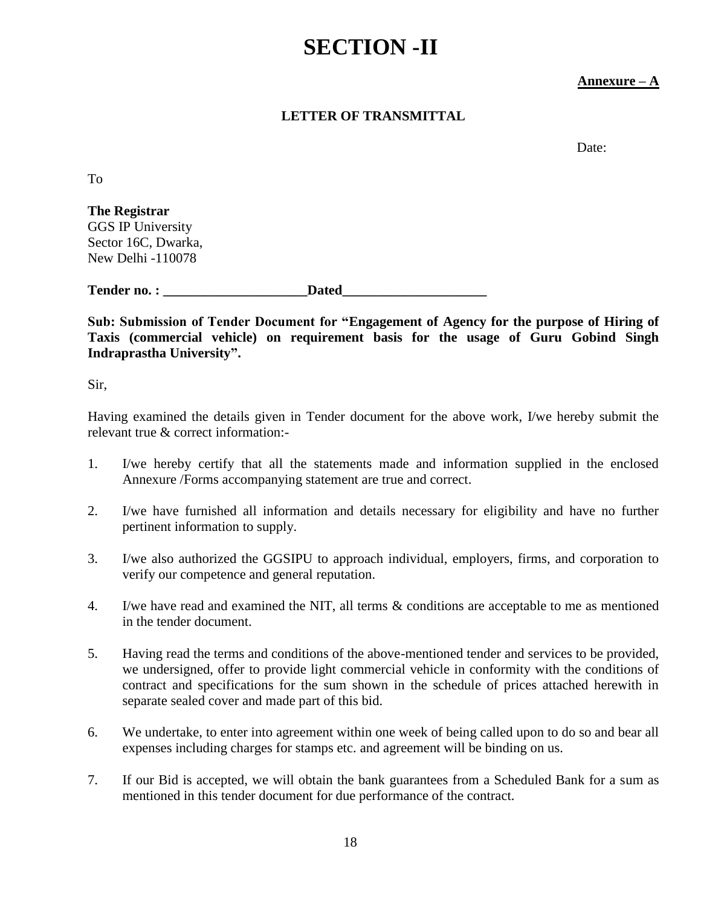# SECTION -II

**Annexure – A**

**LETTER OF TRANSMITTAL**

Date:

To

**The Registrar**
GGS IP University
Sector 16C, Dwarka,
New Delhi -110078

**Tender no. : ____________________Dated____________________**

**Sub: Submission of Tender Document for "Engagement of Agency for the purpose of Hiring of Taxis (commercial vehicle) on requirement basis for the usage of Guru Gobind Singh Indraprastha University".**

Sir,

Having examined the details given in Tender document for the above work, I/we hereby submit the relevant true & correct information:-

1. I/we hereby certify that all the statements made and information supplied in the enclosed Annexure /Forms accompanying statement are true and correct.

2. I/we have furnished all information and details necessary for eligibility and have no further pertinent information to supply.

3. I/we also authorized the GGSIPU to approach individual, employers, firms, and corporation to verify our competence and general reputation.

4. I/we have read and examined the NIT, all terms & conditions are acceptable to me as mentioned in the tender document.

5. Having read the terms and conditions of the above-mentioned tender and services to be provided, we undersigned, offer to provide light commercial vehicle in conformity with the conditions of contract and specifications for the sum shown in the schedule of prices attached herewith in separate sealed cover and made part of this bid.

6. We undertake, to enter into agreement within one week of being called upon to do so and bear all expenses including charges for stamps etc. and agreement will be binding on us.

7. If our Bid is accepted, we will obtain the bank guarantees from a Scheduled Bank for a sum as mentioned in this tender document for due performance of the contract.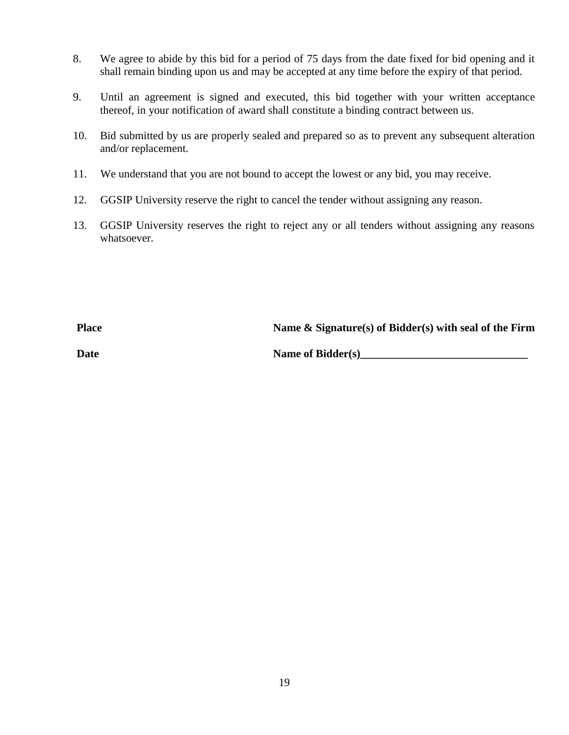8. We agree to abide by this bid for a period of 75 days from the date fixed for bid opening and it shall remain binding upon us and may be accepted at any time before the expiry of that period.

9. Until an agreement is signed and executed, this bid together with your written acceptance thereof, in your notification of award shall constitute a binding contract between us.

10. Bid submitted by us are properly sealed and prepared so as to prevent any subsequent alteration and/or replacement.

11. We understand that you are not bound to accept the lowest or any bid, you may receive.

12. GGSIP University reserve the right to cancel the tender without assigning any reason.

13. GGSIP University reserves the right to reject any or all tenders without assigning any reasons whatsoever.

**Place** **Name & Signature(s) of Bidder(s) with seal of the Firm**

**Date** **Name of Bidder(s)_______________________________**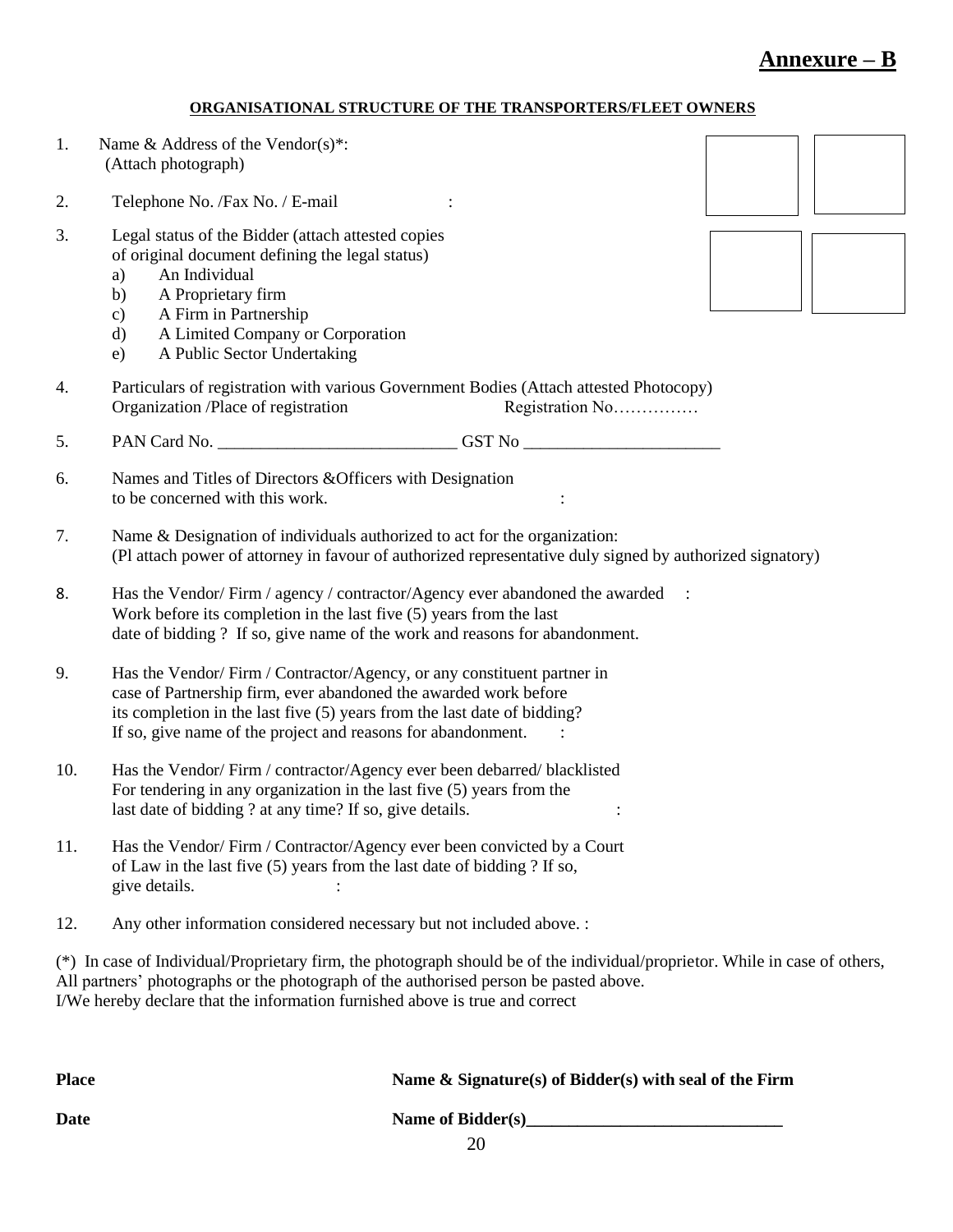# Annexure – B

**ORGANISATIONAL STRUCTURE OF THE TRANSPORTERS/FLEET OWNERS**

1. Name & Address of the Vendor(s)*:
   (Attach photograph)

2. Telephone No. /Fax No. / E-mail :

3. Legal status of the Bidder (attach attested copies of original document defining the legal status)
   a) An Individual
   b) A Proprietary firm
   c) A Firm in Partnership
   d) A Limited Company or Corporation
   e) A Public Sector Undertaking

4. Particulars of registration with various Government Bodies (Attach attested Photocopy)
   Organization /Place of registration Registration No……………

5. PAN Card No. ___________________________ GST No ______________________

6. Names and Titles of Directors &Officers with Designation to be concerned with this work. :

7. Name & Designation of individuals authorized to act for the organization:
   (Pl attach power of attorney in favour of authorized representative duly signed by authorized signatory)

8. Has the Vendor/ Firm / agency / contractor/Agency ever abandoned the awarded Work before its completion in the last five (5) years from the last date of bidding ? If so, give name of the work and reasons for abandonment. :

9. Has the Vendor/ Firm / Contractor/Agency, or any constituent partner in case of Partnership firm, ever abandoned the awarded work before its completion in the last five (5) years from the last date of bidding? If so, give name of the project and reasons for abandonment. :

10. Has the Vendor/ Firm / contractor/Agency ever been debarred/ blacklisted For tendering in any organization in the last five (5) years from the last date of bidding ? at any time? If so, give details. :

11. Has the Vendor/ Firm / Contractor/Agency ever been convicted by a Court of Law in the last five (5) years from the last date of bidding ? If so, give details. :

12. Any other information considered necessary but not included above. :

(*) In case of Individual/Proprietary firm, the photograph should be of the individual/proprietor. While in case of others, All partners' photographs or the photograph of the authorised person be pasted above.
I/We hereby declare that the information furnished above is true and correct

**Place** **Name & Signature(s) of Bidder(s) with seal of the Firm**

**Date** **Name of Bidder(s)______________________________**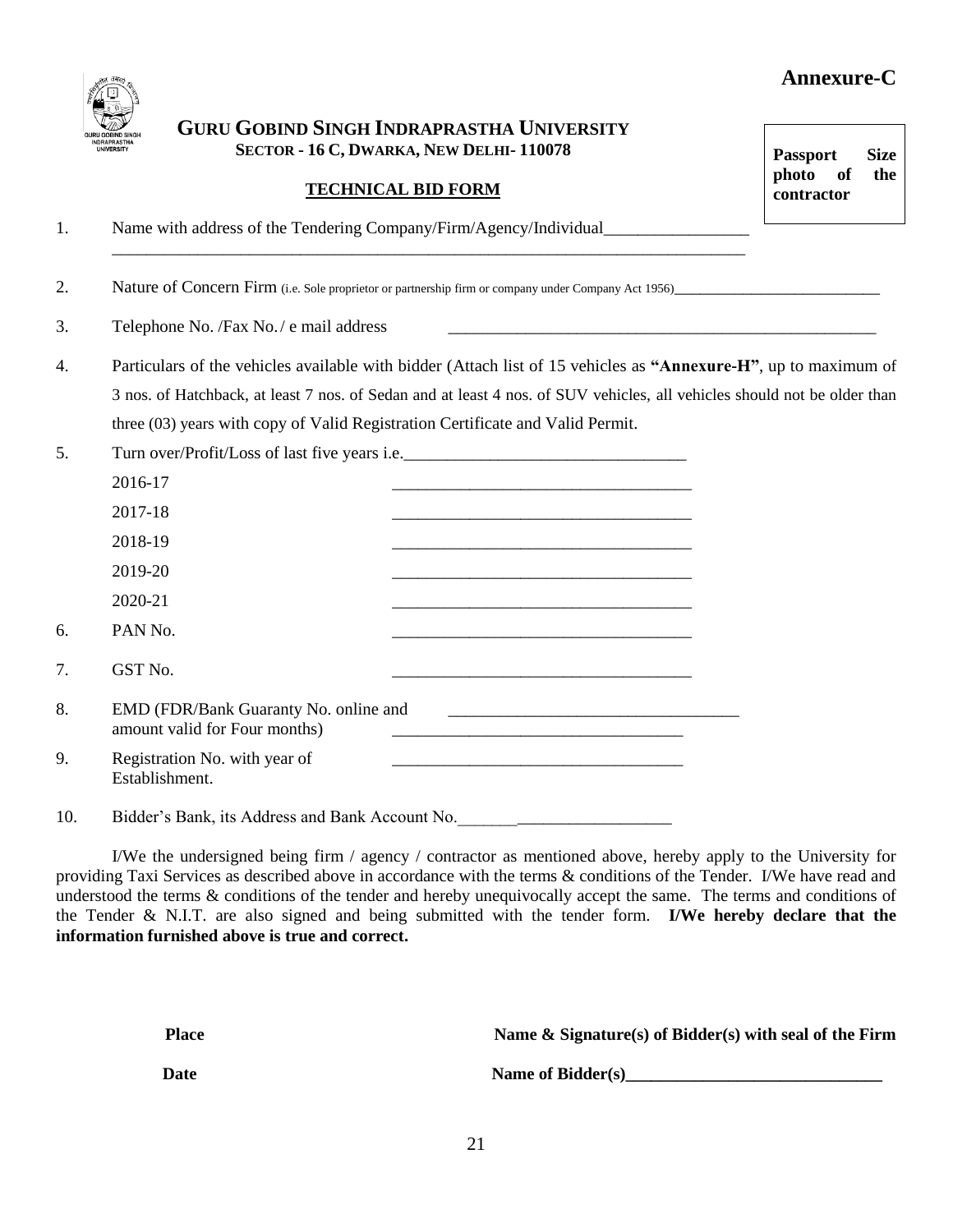**Annexure-C**

**GURU GOBIND SINGH INDRAPRASTHA UNIVERSITY**
**SECTOR - 16 C, DWARKA, NEW DELHI- 110078**

**TECHNICAL BID FORM**

**Passport Size photo of the contractor**

1. Name with address of the Tendering Company/Firm/Agency/Individual_________________
_____________________________________________________________________________

2. Nature of Concern Firm (i.e. Sole proprietor or partnership firm or company under Company Act 1956)___________________________

3. Telephone No. /Fax No. / e mail address _____________________________________________________

4. Particulars of the vehicles available with bidder (Attach list of 15 vehicles as **"Annexure-H"**, up to maximum of 3 nos. of Hatchback, at least 7 nos. of Sedan and at least 4 nos. of SUV vehicles, all vehicles should not be older than three (03) years with copy of Valid Registration Certificate and Valid Permit.

5. Turn over/Profit/Loss of last five years i.e._________________________________

   2016-17 ___________________________________
   2017-18 ___________________________________
   2018-19 ___________________________________
   2019-20 ___________________________________
   2020-21 ___________________________________

6. PAN No. ___________________________________

7. GST No. ___________________________________

8. EMD (FDR/Bank Guaranty No. online and amount valid for Four months) ___________________________________
   ___________________________________

9. Registration No. with year of Establishment. ___________________________________

10. Bidder's Bank, its Address and Bank Account No.__________________________

I/We the undersigned being firm / agency / contractor as mentioned above, hereby apply to the University for providing Taxi Services as described above in accordance with the terms & conditions of the Tender. I/We have read and understood the terms & conditions of the tender and hereby unequivocally accept the same. The terms and conditions of the Tender & N.I.T. are also signed and being submitted with the tender form. **I/We hereby declare that the information furnished above is true and correct.**

**Place** **Name & Signature(s) of Bidder(s) with seal of the Firm**

**Date** **Name of Bidder(s)______________________________**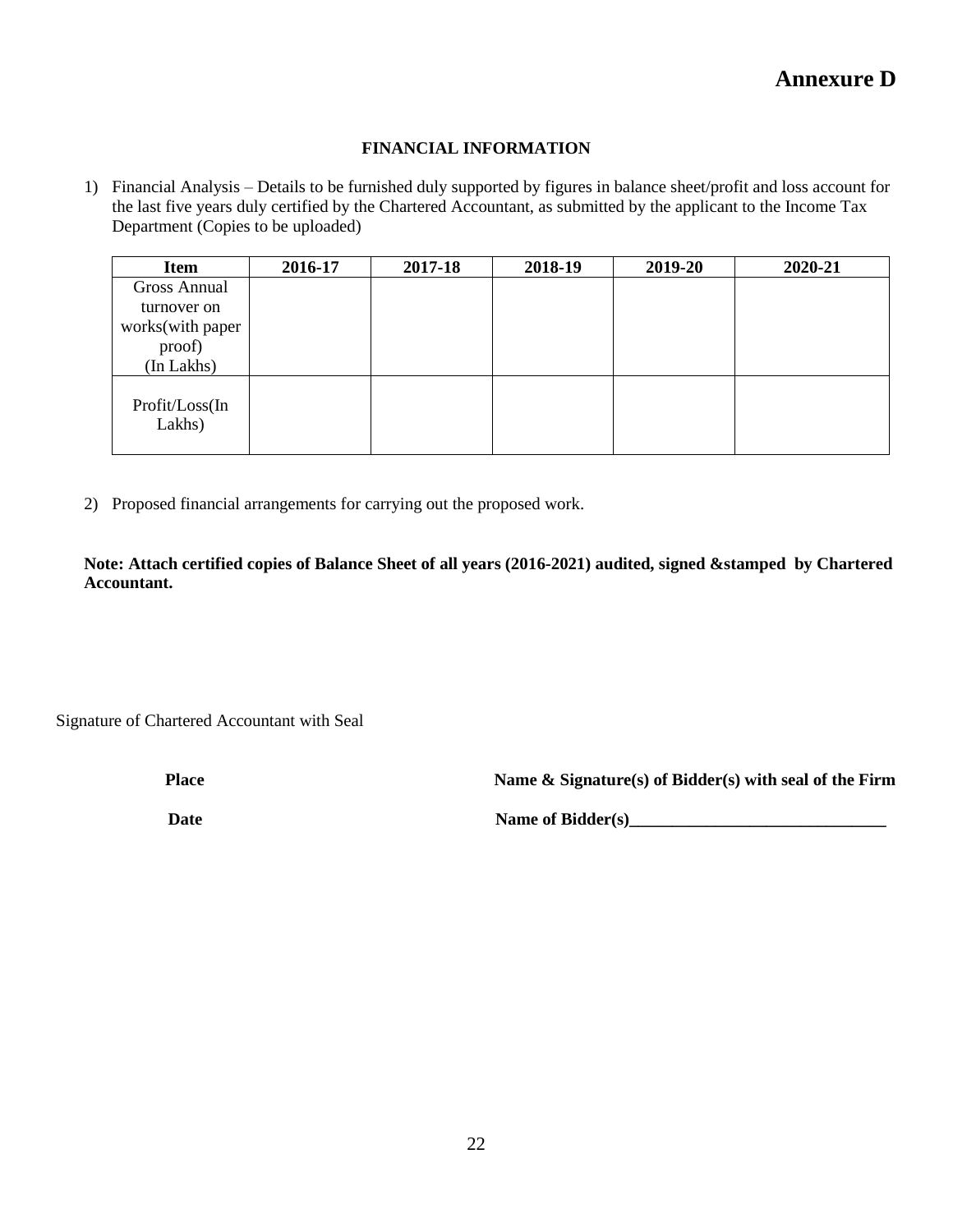# Annexure D

## FINANCIAL INFORMATION

1) Financial Analysis – Details to be furnished duly supported by figures in balance sheet/profit and loss account for the last five years duly certified by the Chartered Accountant, as submitted by the applicant to the Income Tax Department (Copies to be uploaded)

| Item | 2016-17 | 2017-18 | 2018-19 | 2019-20 | 2020-21 |
|---|---|---|---|---|---|
| Gross Annual turnover on works(with paper proof) (In Lakhs) | | | | | |
| Profit/Loss(In Lakhs) | | | | | |

2) Proposed financial arrangements for carrying out the proposed work.

**Note: Attach certified copies of Balance Sheet of all years (2016-2021) audited, signed &stamped by Chartered Accountant.**

Signature of Chartered Accountant with Seal

**Place** — **Name & Signature(s) of Bidder(s) with seal of the Firm**

**Date** — **Name of Bidder(s)______________________________**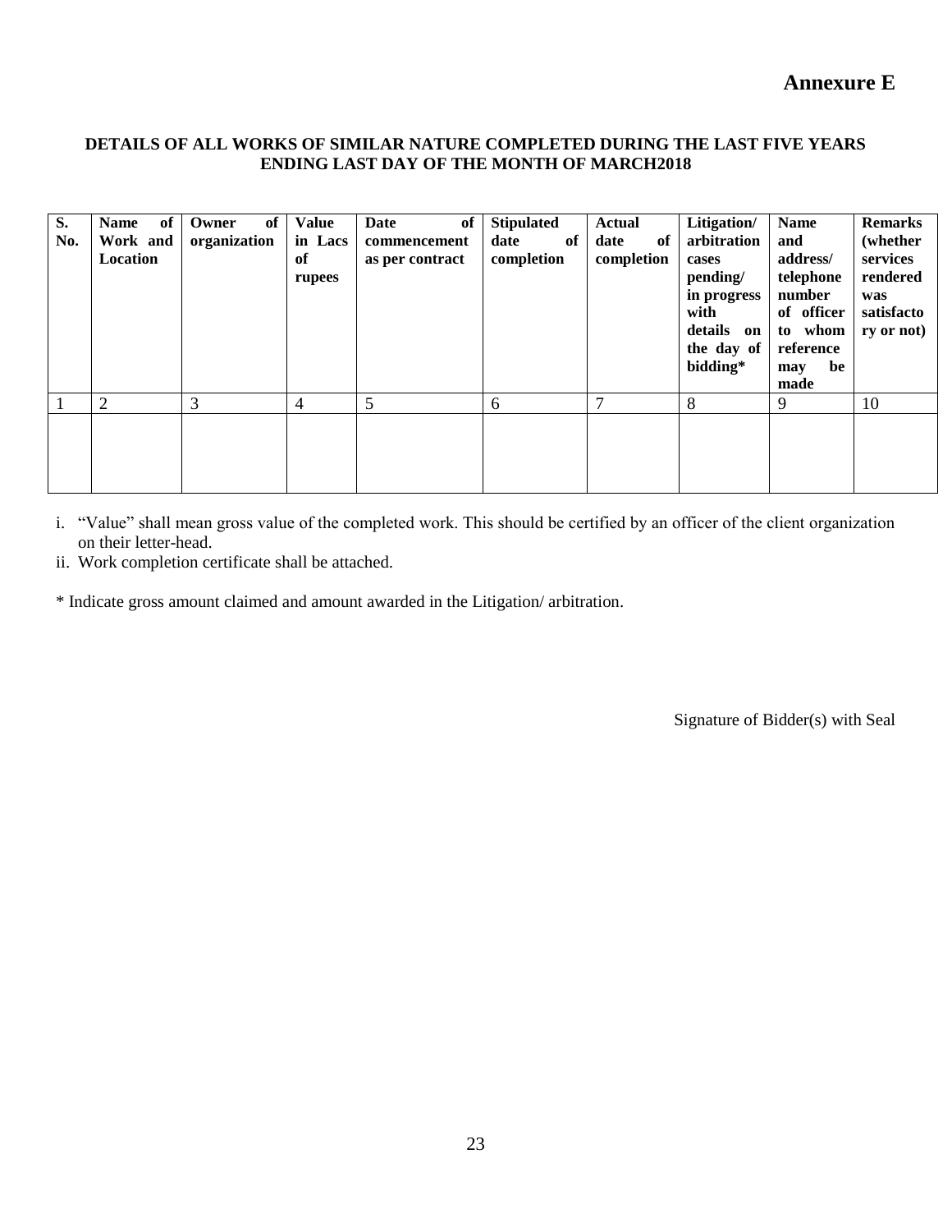**Annexure E**

**DETAILS OF ALL WORKS OF SIMILAR NATURE COMPLETED DURING THE LAST FIVE YEARS ENDING LAST DAY OF THE MONTH OF MARCH2018**

| S. No. | Name of Work and Location | Owner of organization | Value in Lacs of rupees | Date of commencement as per contract | Stipulated date of completion | Actual date of completion | Litigation/ arbitration cases pending/ in progress with details on the day of bidding* | Name and address/ telephone number of officer to whom reference may be made | Remarks (whether services rendered was satisfactory or not) |
|---|---|---|---|---|---|---|---|---|---|
| 1 | 2 | 3 | 4 | 5 | 6 | 7 | 8 | 9 | 10 |
| | | | | | | | | | |

i. "Value" shall mean gross value of the completed work. This should be certified by an officer of the client organization on their letter-head.

ii. Work completion certificate shall be attached.

* Indicate gross amount claimed and amount awarded in the Litigation/ arbitration.

Signature of Bidder(s) with Seal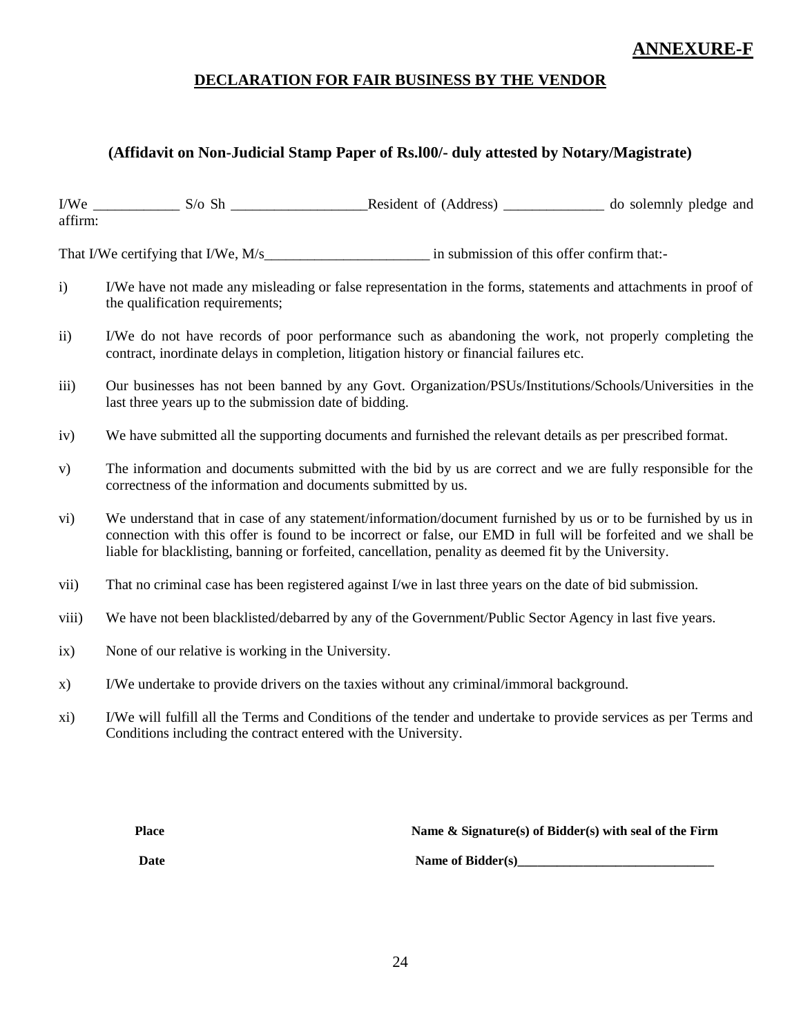**ANNEXURE-F**

## DECLARATION FOR FAIR BUSINESS BY THE VENDOR

### (Affidavit on Non-Judicial Stamp Paper of Rs.l00/- duly attested by Notary/Magistrate)

I/We ____________ S/o Sh ___________________Resident of (Address) ______________ do solemnly pledge and affirm:

That I/We certifying that I/We, M/s_______________________ in submission of this offer confirm that:-

i) I/We have not made any misleading or false representation in the forms, statements and attachments in proof of the qualification requirements;

ii) I/We do not have records of poor performance such as abandoning the work, not properly completing the contract, inordinate delays in completion, litigation history or financial failures etc.

iii) Our businesses has not been banned by any Govt. Organization/PSUs/Institutions/Schools/Universities in the last three years up to the submission date of bidding.

iv) We have submitted all the supporting documents and furnished the relevant details as per prescribed format.

v) The information and documents submitted with the bid by us are correct and we are fully responsible for the correctness of the information and documents submitted by us.

vi) We understand that in case of any statement/information/document furnished by us or to be furnished by us in connection with this offer is found to be incorrect or false, our EMD in full will be forfeited and we shall be liable for blacklisting, banning or forfeited, cancellation, penality as deemed fit by the University.

vii) That no criminal case has been registered against I/we in last three years on the date of bid submission.

viii) We have not been blacklisted/debarred by any of the Government/Public Sector Agency in last five years.

ix) None of our relative is working in the University.

x) I/We undertake to provide drivers on the taxies without any criminal/immoral background.

xi) I/We will fulfill all the Terms and Conditions of the tender and undertake to provide services as per Terms and Conditions including the contract entered with the University.

**Place** **Name & Signature(s) of Bidder(s) with seal of the Firm**

**Date** **Name of Bidder(s)______________________________**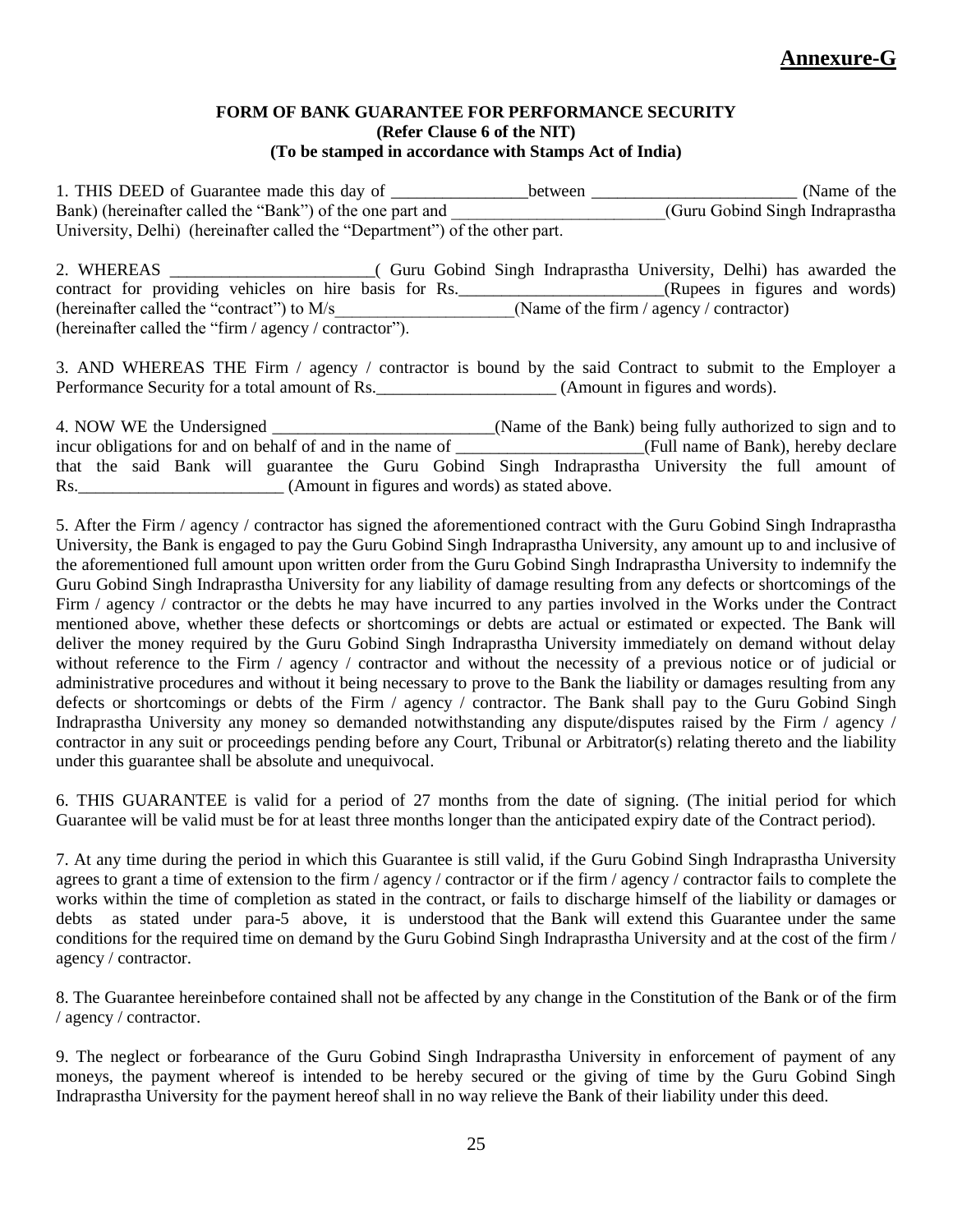# Annexure-G

**FORM OF BANK GUARANTEE FOR PERFORMANCE SECURITY**
**(Refer Clause 6 of the NIT)**
**(To be stamped in accordance with Stamps Act of India)**

1. THIS DEED of Guarantee made this day of ________________between ________________________ (Name of the Bank) (hereinafter called the "Bank") of the one part and _________________________(Guru Gobind Singh Indraprastha University, Delhi) (hereinafter called the "Department") of the other part.

2. WHEREAS ________________________( Guru Gobind Singh Indraprastha University, Delhi) has awarded the contract for providing vehicles on hire basis for Rs.________________________(Rupees in figures and words) (hereinafter called the "contract") to M/s____________________(Name of the firm / agency / contractor) (hereinafter called the "firm / agency / contractor").

3. AND WHEREAS THE Firm / agency / contractor is bound by the said Contract to submit to the Employer a Performance Security for a total amount of Rs._____________________ (Amount in figures and words).

4. NOW WE the Undersigned __________________________(Name of the Bank) being fully authorized to sign and to incur obligations for and on behalf of and in the name of ______________________(Full name of Bank), hereby declare that the said Bank will guarantee the Guru Gobind Singh Indraprastha University the full amount of Rs.________________________ (Amount in figures and words) as stated above.

5. After the Firm / agency / contractor has signed the aforementioned contract with the Guru Gobind Singh Indraprastha University, the Bank is engaged to pay the Guru Gobind Singh Indraprastha University, any amount up to and inclusive of the aforementioned full amount upon written order from the Guru Gobind Singh Indraprastha University to indemnify the Guru Gobind Singh Indraprastha University for any liability of damage resulting from any defects or shortcomings of the Firm / agency / contractor or the debts he may have incurred to any parties involved in the Works under the Contract mentioned above, whether these defects or shortcomings or debts are actual or estimated or expected. The Bank will deliver the money required by the Guru Gobind Singh Indraprastha University immediately on demand without delay without reference to the Firm / agency / contractor and without the necessity of a previous notice or of judicial or administrative procedures and without it being necessary to prove to the Bank the liability or damages resulting from any defects or shortcomings or debts of the Firm / agency / contractor. The Bank shall pay to the Guru Gobind Singh Indraprastha University any money so demanded notwithstanding any dispute/disputes raised by the Firm / agency / contractor in any suit or proceedings pending before any Court, Tribunal or Arbitrator(s) relating thereto and the liability under this guarantee shall be absolute and unequivocal.

6. THIS GUARANTEE is valid for a period of 27 months from the date of signing. (The initial period for which Guarantee will be valid must be for at least three months longer than the anticipated expiry date of the Contract period).

7. At any time during the period in which this Guarantee is still valid, if the Guru Gobind Singh Indraprastha University agrees to grant a time of extension to the firm / agency / contractor or if the firm / agency / contractor fails to complete the works within the time of completion as stated in the contract, or fails to discharge himself of the liability or damages or debts as stated under para-5 above, it is understood that the Bank will extend this Guarantee under the same conditions for the required time on demand by the Guru Gobind Singh Indraprastha University and at the cost of the firm / agency / contractor.

8. The Guarantee hereinbefore contained shall not be affected by any change in the Constitution of the Bank or of the firm / agency / contractor.

9. The neglect or forbearance of the Guru Gobind Singh Indraprastha University in enforcement of payment of any moneys, the payment whereof is intended to be hereby secured or the giving of time by the Guru Gobind Singh Indraprastha University for the payment hereof shall in no way relieve the Bank of their liability under this deed.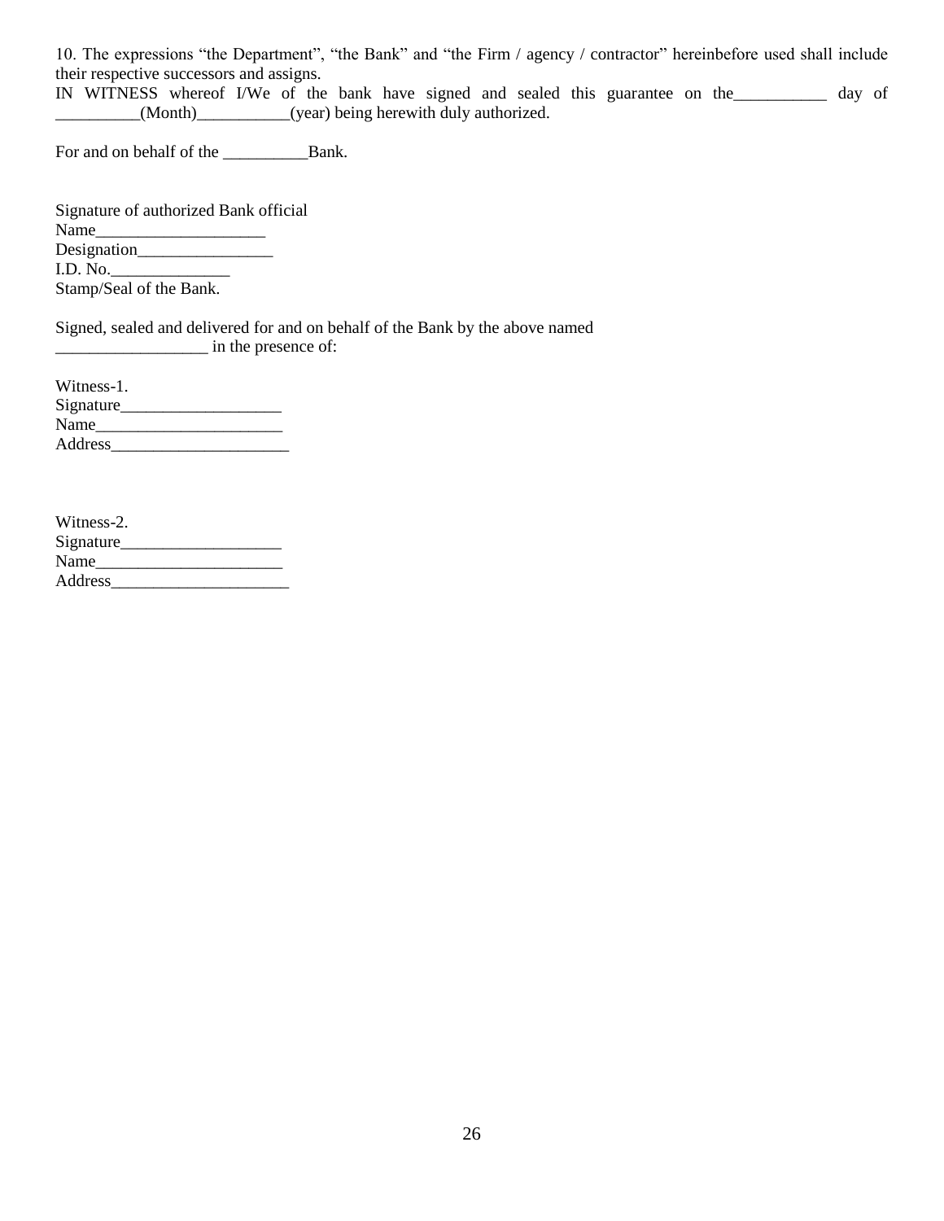10. The expressions “the Department”, “the Bank” and “the Firm / agency / contractor” hereinbefore used shall include their respective successors and assigns.

IN WITNESS whereof I/We of the bank have signed and sealed this guarantee on the___________ day of __________(Month)___________(year) being herewith duly authorized.

For and on behalf of the __________Bank.

Signature of authorized Bank official  
Name____________________  
Designation________________  
I.D. No.______________  
Stamp/Seal of the Bank.

Signed, sealed and delivered for and on behalf of the Bank by the above named __________________ in the presence of:

Witness-1.  
Signature___________________  
Name______________________  
Address_____________________

Witness-2.  
Signature___________________  
Name______________________  
Address_____________________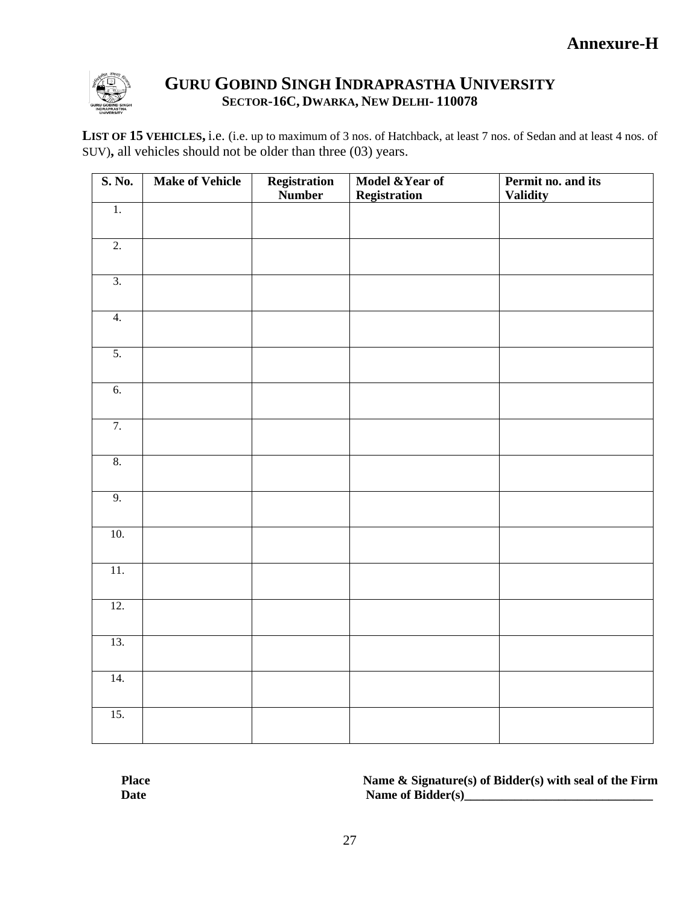**Annexure-H**

# GURU GOBIND SINGH INDRAPRASTHA UNIVERSITY

**SECTOR-16C, DWARKA, NEW DELHI- 110078**

**LIST OF 15 VEHICLES,** i.e. (i.e. up to maximum of 3 nos. of Hatchback, at least 7 nos. of Sedan and at least 4 nos. of SUV)**,** all vehicles should not be older than three (03) years.

| S. No. | Make of Vehicle | Registration Number | Model &Year of Registration | Permit no. and its Validity |
|---|---|---|---|---|
| 1. | | | | |
| 2. | | | | |
| 3. | | | | |
| 4. | | | | |
| 5. | | | | |
| 6. | | | | |
| 7. | | | | |
| 8. | | | | |
| 9. | | | | |
| 10. | | | | |
| 11. | | | | |
| 12. | | | | |
| 13. | | | | |
| 14. | | | | |
| 15. | | | | |

**Place**

**Date**

**Name & Signature(s) of Bidder(s) with seal of the Firm**

**Name of Bidder(s)______________________________**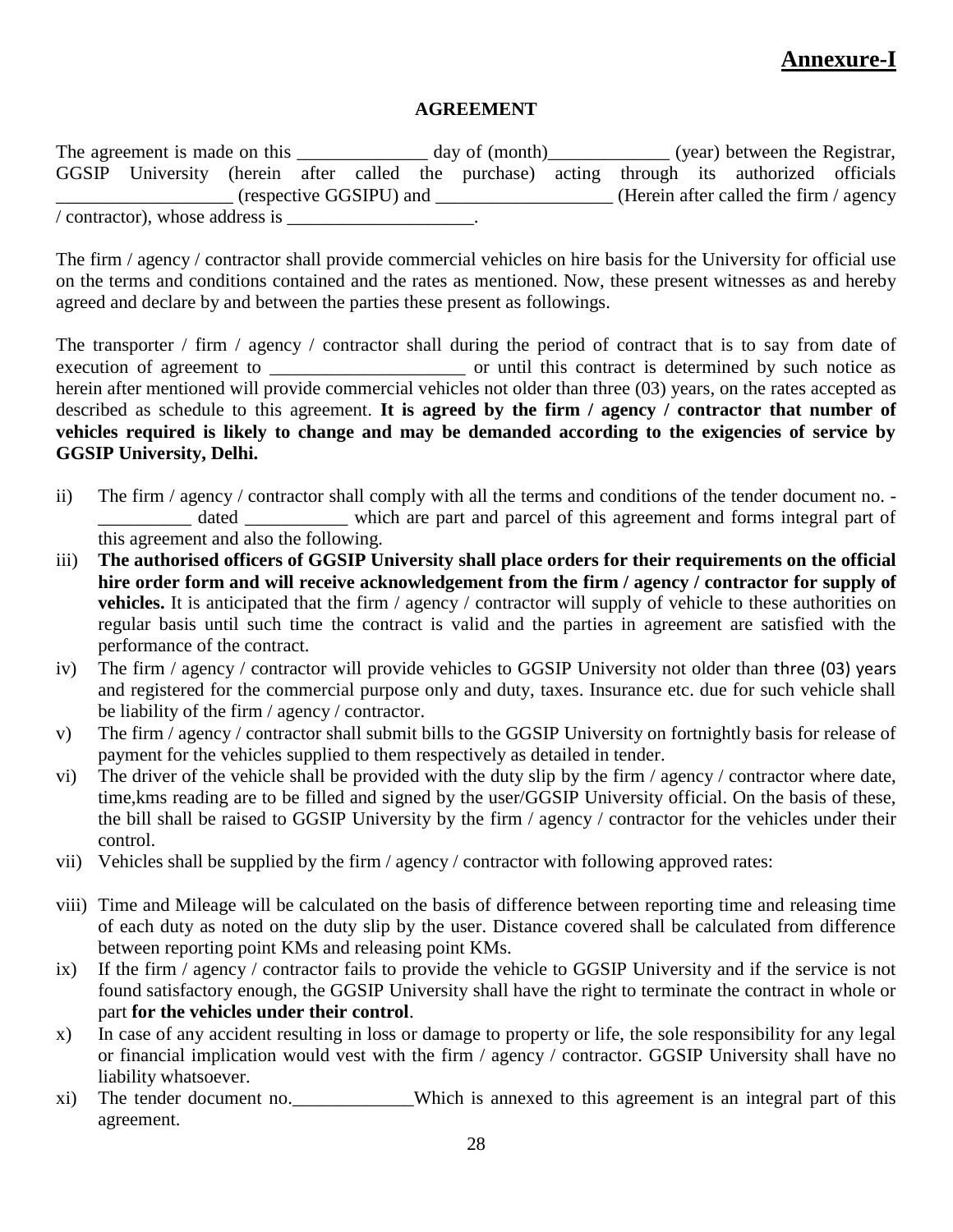# Annexure-I

## AGREEMENT

The agreement is made on this ______________ day of (month)_____________ (year) between the Registrar, GGSIP University (herein after called the purchase) acting through its authorized officials ___________________ (respective GGSIPU) and ___________________ (Herein after called the firm / agency / contractor), whose address is ____________________.

The firm / agency / contractor shall provide commercial vehicles on hire basis for the University for official use on the terms and conditions contained and the rates as mentioned. Now, these present witnesses as and hereby agreed and declare by and between the parties these present as followings.

The transporter / firm / agency / contractor shall during the period of contract that is to say from date of execution of agreement to _____________________ or until this contract is determined by such notice as herein after mentioned will provide commercial vehicles not older than three (03) years, on the rates accepted as described as schedule to this agreement. **It is agreed by the firm / agency / contractor that number of vehicles required is likely to change and may be demanded according to the exigencies of service by GGSIP University, Delhi.**

ii) The firm / agency / contractor shall comply with all the terms and conditions of the tender document no. - __________ dated ___________ which are part and parcel of this agreement and forms integral part of this agreement and also the following.

iii) **The authorised officers of GGSIP University shall place orders for their requirements on the official hire order form and will receive acknowledgement from the firm / agency / contractor for supply of vehicles.** It is anticipated that the firm / agency / contractor will supply of vehicle to these authorities on regular basis until such time the contract is valid and the parties in agreement are satisfied with the performance of the contract.

iv) The firm / agency / contractor will provide vehicles to GGSIP University not older than three (03) years and registered for the commercial purpose only and duty, taxes. Insurance etc. due for such vehicle shall be liability of the firm / agency / contractor.

v) The firm / agency / contractor shall submit bills to the GGSIP University on fortnightly basis for release of payment for the vehicles supplied to them respectively as detailed in tender.

vi) The driver of the vehicle shall be provided with the duty slip by the firm / agency / contractor where date, time,kms reading are to be filled and signed by the user/GGSIP University official. On the basis of these, the bill shall be raised to GGSIP University by the firm / agency / contractor for the vehicles under their control.

vii) Vehicles shall be supplied by the firm / agency / contractor with following approved rates:

viii) Time and Mileage will be calculated on the basis of difference between reporting time and releasing time of each duty as noted on the duty slip by the user. Distance covered shall be calculated from difference between reporting point KMs and releasing point KMs.

ix) If the firm / agency / contractor fails to provide the vehicle to GGSIP University and if the service is not found satisfactory enough, the GGSIP University shall have the right to terminate the contract in whole or part **for the vehicles under their control**.

x) In case of any accident resulting in loss or damage to property or life, the sole responsibility for any legal or financial implication would vest with the firm / agency / contractor. GGSIP University shall have no liability whatsoever.

xi) The tender document no._____________Which is annexed to this agreement is an integral part of this agreement.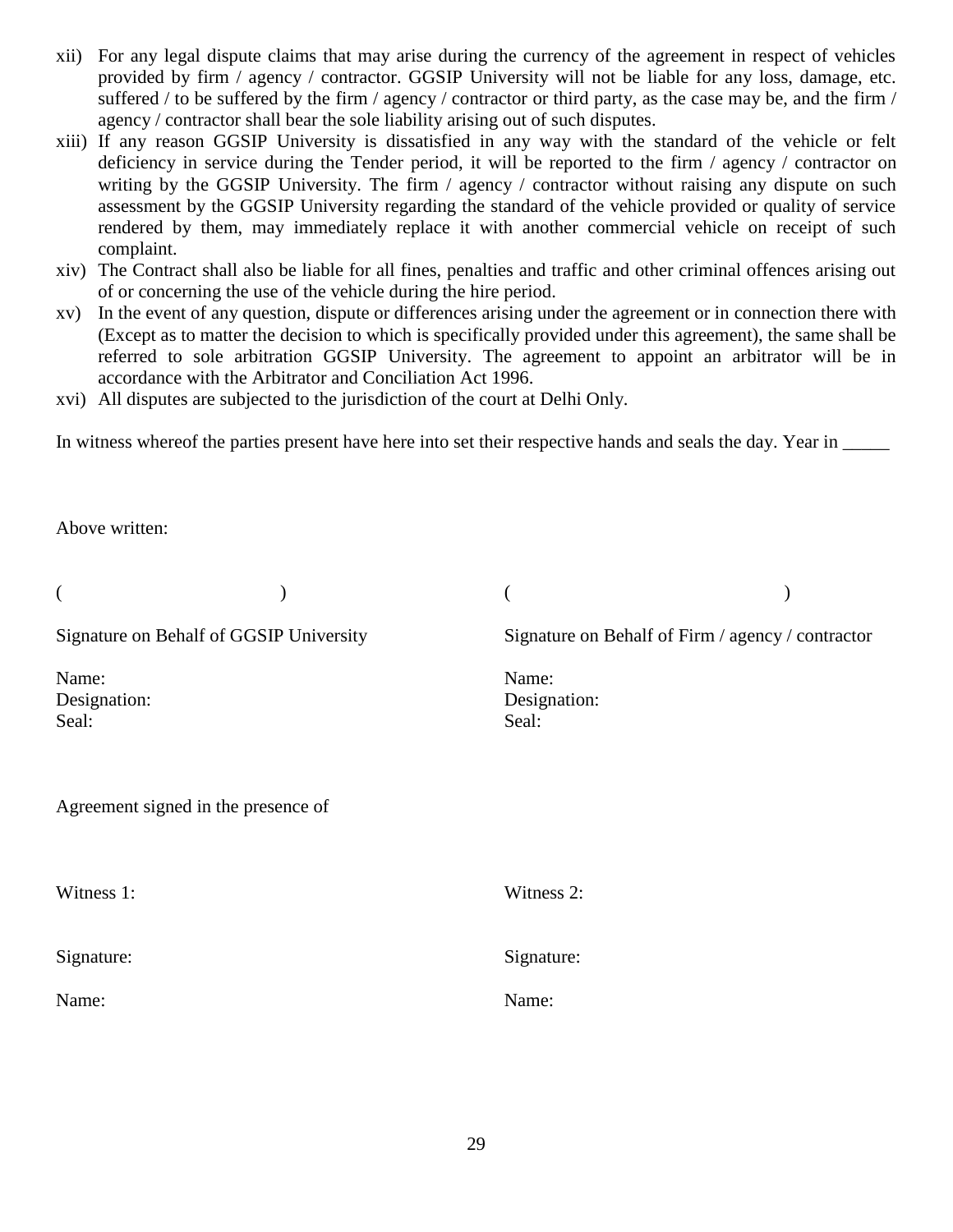xii) For any legal dispute claims that may arise during the currency of the agreement in respect of vehicles provided by firm / agency / contractor. GGSIP University will not be liable for any loss, damage, etc. suffered / to be suffered by the firm / agency / contractor or third party, as the case may be, and the firm / agency / contractor shall bear the sole liability arising out of such disputes.

xiii) If any reason GGSIP University is dissatisfied in any way with the standard of the vehicle or felt deficiency in service during the Tender period, it will be reported to the firm / agency / contractor on writing by the GGSIP University. The firm / agency / contractor without raising any dispute on such assessment by the GGSIP University regarding the standard of the vehicle provided or quality of service rendered by them, may immediately replace it with another commercial vehicle on receipt of such complaint.

xiv) The Contract shall also be liable for all fines, penalties and traffic and other criminal offences arising out of or concerning the use of the vehicle during the hire period.

xv) In the event of any question, dispute or differences arising under the agreement or in connection there with (Except as to matter the decision to which is specifically provided under this agreement), the same shall be referred to sole arbitration GGSIP University. The agreement to appoint an arbitrator will be in accordance with the Arbitrator and Conciliation Act 1996.

xvi) All disputes are subjected to the jurisdiction of the court at Delhi Only.

In witness whereof the parties present have here into set their respective hands and seals the day. Year in _____

Above written:

| ( ) | ( ) |
|---|---|
| Signature on Behalf of GGSIP University | Signature on Behalf of Firm / agency / contractor |
| Name: | Name: |
| Designation: | Designation: |
| Seal: | Seal: |

Agreement signed in the presence of

| Witness 1: | Witness 2: |
|---|---|
| Signature: | Signature: |
| Name: | Name: |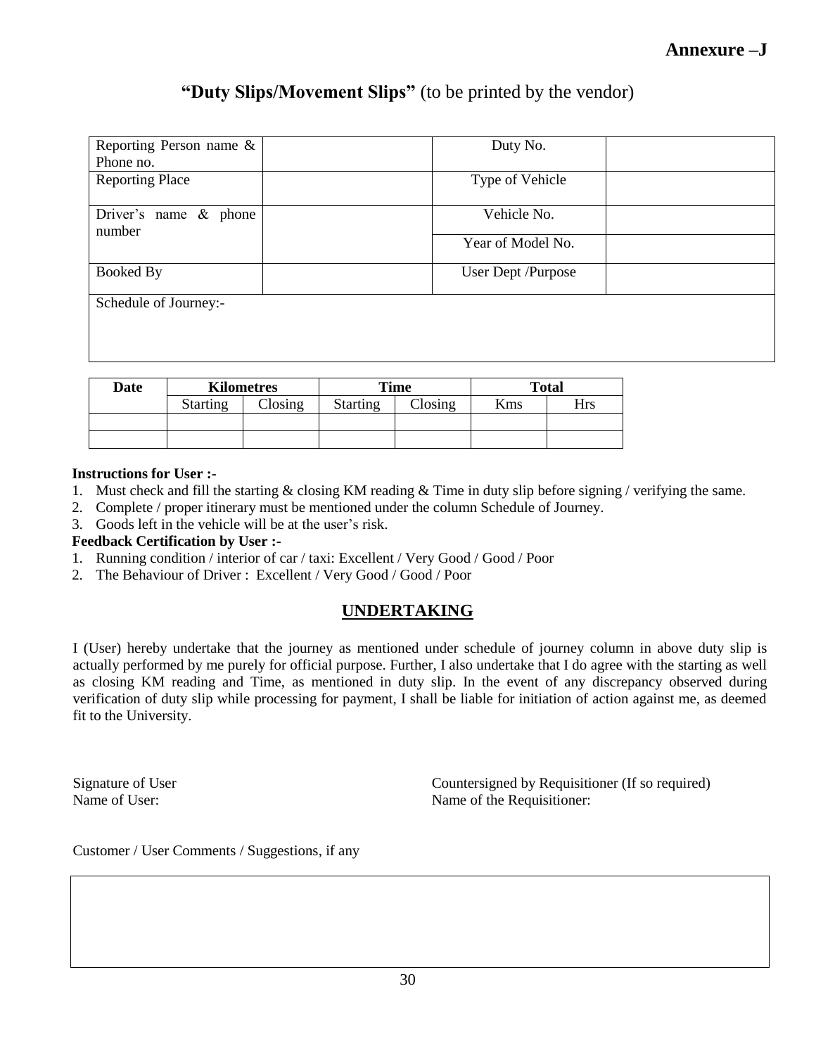**Annexure –J**

## **"Duty Slips/Movement Slips"** (to be printed by the vendor)

| Reporting Person name & Phone no. | | Duty No. | |
|---|---|---|---|
| Reporting Place | | Type of Vehicle | |
| Driver's name & phone number | | Vehicle No. | |
| | | Year of Model No. | |
| Booked By | | User Dept /Purpose | |
| Schedule of Journey:- | | | |

| Date | Kilometres | | Time | | Total | |
|---|---|---|---|---|---|---|
| | Starting | Closing | Starting | Closing | Kms | Hrs |
| | | | | | | |
| | | | | | | |

**Instructions for User :-**

1. Must check and fill the starting & closing KM reading & Time in duty slip before signing / verifying the same.
2. Complete / proper itinerary must be mentioned under the column Schedule of Journey.
3. Goods left in the vehicle will be at the user's risk.

**Feedback Certification by User :-**

1. Running condition / interior of car / taxi: Excellent / Very Good / Good / Poor
2. The Behaviour of Driver : Excellent / Very Good / Good / Poor

## **UNDERTAKING**

I (User) hereby undertake that the journey as mentioned under schedule of journey column in above duty slip is actually performed by me purely for official purpose. Further, I also undertake that I do agree with the starting as well as closing KM reading and Time, as mentioned in duty slip. In the event of any discrepancy observed during verification of duty slip while processing for payment, I shall be liable for initiation of action against me, as deemed fit to the University.

Signature of User
Name of User:

Countersigned by Requisitioner (If so required)
Name of the Requisitioner:

Customer / User Comments / Suggestions, if any

| |
|---|
| |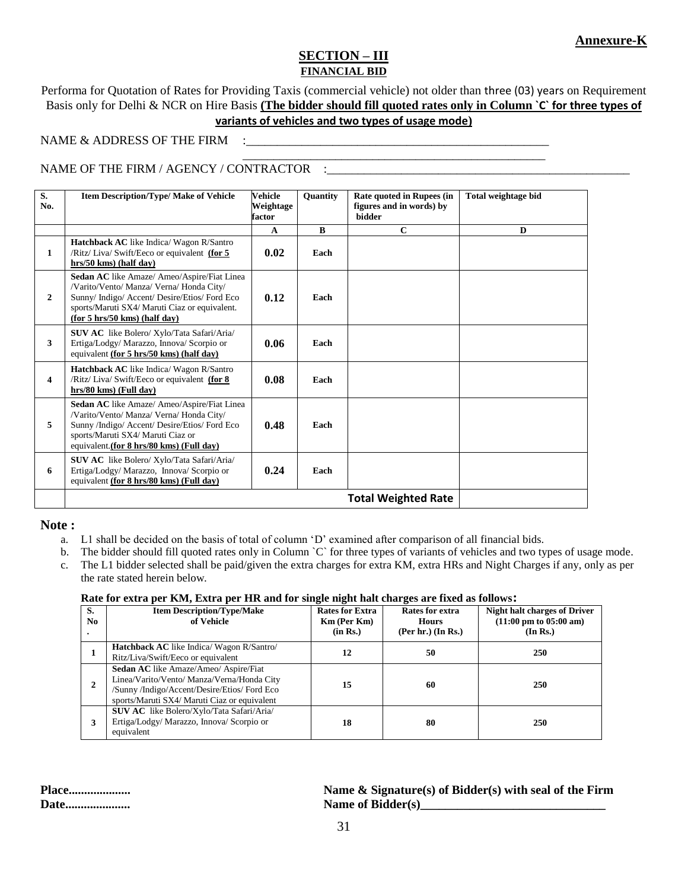**Annexure-K**

## SECTION – III

### FINANCIAL BID

Performa for Quotation of Rates for Providing Taxis (commercial vehicle) not older than three (03) years on Requirement Basis only for Delhi & NCR on Hire Basis **(The bidder should fill quoted rates only in Column `C` for three types of variants of vehicles and two types of usage mode)**

NAME & ADDRESS OF THE FIRM :___________________________________________________
___________________________________________________

NAME OF THE FIRM / AGENCY / CONTRACTOR :___________________________________________________

| S. No. | Item Description/Type/ Make of Vehicle | Vehicle Weightage factor | Quantity | Rate quoted in Rupees (in figures and in words) by bidder | Total weightage bid |
|---|---|---|---|---|---|
| | | A | B | C | D |
| 1 | **Hatchback AC** like Indica/ Wagon R/Santro /Ritz/ Liva/ Swift/Eeco or equivalent **(for 5 hrs/50 kms) (half day)** | 0.02 | Each | | |
| 2 | **Sedan AC** like Amaze/ Ameo/Aspire/Fiat Linea /Varito/Vento/ Manza/ Verna/ Honda City/ Sunny/ Indigo/ Accent/ Desire/Etios/ Ford Eco sports/Maruti SX4/ Maruti Ciaz or equivalent. **(for 5 hrs/50 kms) (half day)** | 0.12 | Each | | |
| 3 | **SUV AC** like Bolero/ Xylo/Tata Safari/Aria/ Ertiga/Lodgy/ Marazzo, Innova/ Scorpio or equivalent **(for 5 hrs/50 kms) (half day)** | 0.06 | Each | | |
| 4 | **Hatchback AC** like Indica/ Wagon R/Santro /Ritz/ Liva/ Swift/Eeco or equivalent **(for 8 hrs/80 kms) (Full day)** | 0.08 | Each | | |
| 5 | **Sedan AC** like Amaze/ Ameo/Aspire/Fiat Linea /Varito/Vento/ Manza/ Verna/ Honda City/ Sunny /Indigo/ Accent/ Desire/Etios/ Ford Eco sports/Maruti SX4/ Maruti Ciaz or equivalent.**(for 8 hrs/80 kms) (Full day)** | 0.48 | Each | | |
| 6 | **SUV AC** like Bolero/ Xylo/Tata Safari/Aria/ Ertiga/Lodgy/ Marazzo, Innova/ Scorpio or equivalent **(for 8 hrs/80 kms) (Full day)** | 0.24 | Each | | |
| | | | | **Total Weighted Rate** | |

**Note :**

a. L1 shall be decided on the basis of total of column 'D' examined after comparison of all financial bids.
b. The bidder should fill quoted rates only in Column `C` for three types of variants of vehicles and two types of usage mode.
c. The L1 bidder selected shall be paid/given the extra charges for extra KM, extra HRs and Night Charges if any, only as per the rate stated herein below.

**Rate for extra per KM, Extra per HR and for single night halt charges are fixed as follows:**

| S. No. | Item Description/Type/Make of Vehicle | Rates for Extra Km (Per Km) (in Rs.) | Rates for extra Hours (Per hr.) (In Rs.) | Night halt charges of Driver (11:00 pm to 05:00 am) (In Rs.) |
|---|---|---|---|---|
| 1 | **Hatchback AC** like Indica/ Wagon R/Santro/ Ritz/Liva/Swift/Eeco or equivalent | 12 | 50 | 250 |
| 2 | **Sedan AC** like Amaze/Ameo/ Aspire/Fiat Linea/Varito/Vento/ Manza/Verna/Honda City /Sunny /Indigo/Accent/Desire/Etios/ Ford Eco sports/Maruti SX4/ Maruti Ciaz or equivalent | 15 | 60 | 250 |
| 3 | **SUV AC** like Bolero/Xylo/Tata Safari/Aria/ Ertiga/Lodgy/ Marazzo, Innova/ Scorpio or equivalent | 18 | 80 | 250 |

**Place...................**
**Date....................**

**Name & Signature(s) of Bidder(s) with seal of the Firm**
**Name of Bidder(s)______________________________**